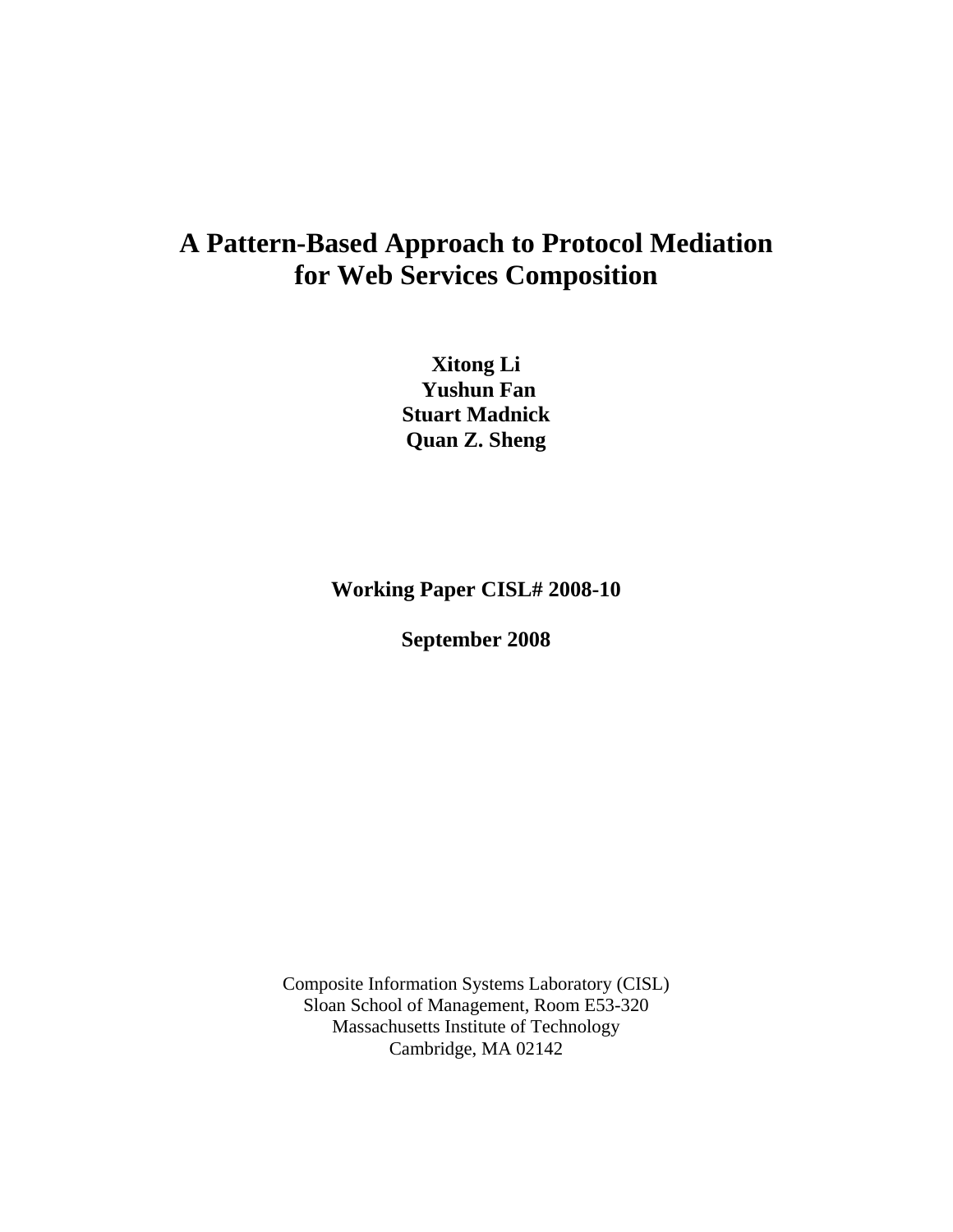# A Pattern-Based Approach to Protocol Mediation for Web Services Composition

**Xitong Li**
**Yushun Fan**
**Stuart Madnick**
**Quan Z. Sheng**

**Working Paper CISL# 2008-10**

**September 2008**

Composite Information Systems Laboratory (CISL)
Sloan School of Management, Room E53-320
Massachusetts Institute of Technology
Cambridge, MA 02142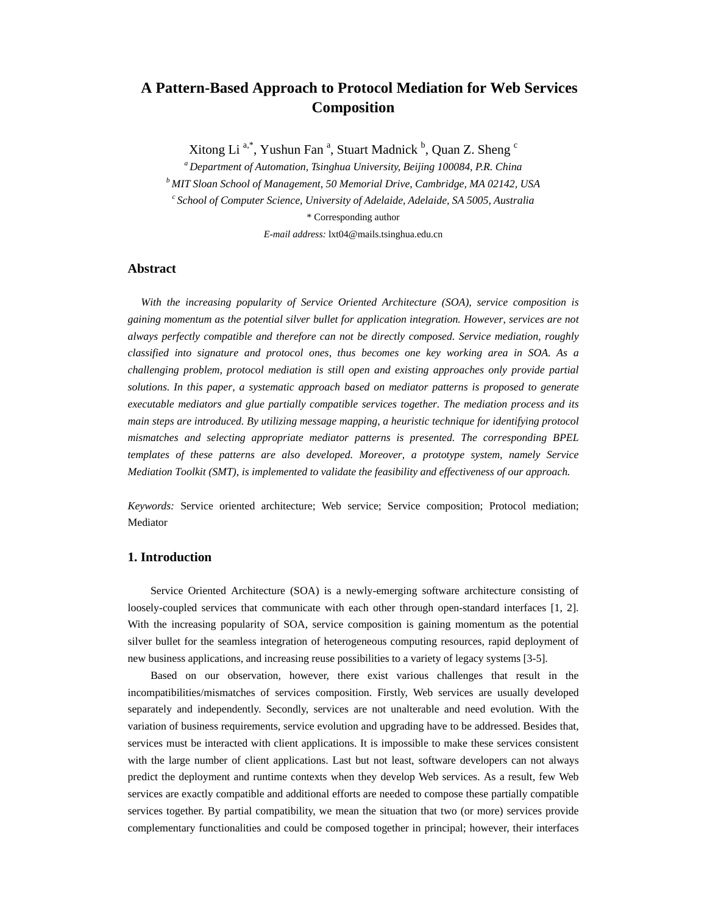# A Pattern-Based Approach to Protocol Mediation for Web Services Composition

Xitong Li [a,*], Yushun Fan [a], Stuart Madnick [b], Quan Z. Sheng [c]

[a] *Department of Automation, Tsinghua University, Beijing 100084, P.R. China*

[b] *MIT Sloan School of Management, 50 Memorial Drive, Cambridge, MA 02142, USA*

[c] *School of Computer Science, University of Adelaide, Adelaide, SA 5005, Australia*

\* Corresponding author

*E-mail address:* lxt04@mails.tsinghua.edu.cn

## Abstract

*With the increasing popularity of Service Oriented Architecture (SOA), service composition is gaining momentum as the potential silver bullet for application integration. However, services are not always perfectly compatible and therefore can not be directly composed. Service mediation, roughly classified into signature and protocol ones, thus becomes one key working area in SOA. As a challenging problem, protocol mediation is still open and existing approaches only provide partial solutions. In this paper, a systematic approach based on mediator patterns is proposed to generate executable mediators and glue partially compatible services together. The mediation process and its main steps are introduced. By utilizing message mapping, a heuristic technique for identifying protocol mismatches and selecting appropriate mediator patterns is presented. The corresponding BPEL templates of these patterns are also developed. Moreover, a prototype system, namely Service Mediation Toolkit (SMT), is implemented to validate the feasibility and effectiveness of our approach.*

*Keywords:* Service oriented architecture; Web service; Service composition; Protocol mediation; Mediator

## 1. Introduction

Service Oriented Architecture (SOA) is a newly-emerging software architecture consisting of loosely-coupled services that communicate with each other through open-standard interfaces [1, 2]. With the increasing popularity of SOA, service composition is gaining momentum as the potential silver bullet for the seamless integration of heterogeneous computing resources, rapid deployment of new business applications, and increasing reuse possibilities to a variety of legacy systems [3-5].

Based on our observation, however, there exist various challenges that result in the incompatibilities/mismatches of services composition. Firstly, Web services are usually developed separately and independently. Secondly, services are not unalterable and need evolution. With the variation of business requirements, service evolution and upgrading have to be addressed. Besides that, services must be interacted with client applications. It is impossible to make these services consistent with the large number of client applications. Last but not least, software developers can not always predict the deployment and runtime contexts when they develop Web services. As a result, few Web services are exactly compatible and additional efforts are needed to compose these partially compatible services together. By partial compatibility, we mean the situation that two (or more) services provide complementary functionalities and could be composed together in principal; however, their interfaces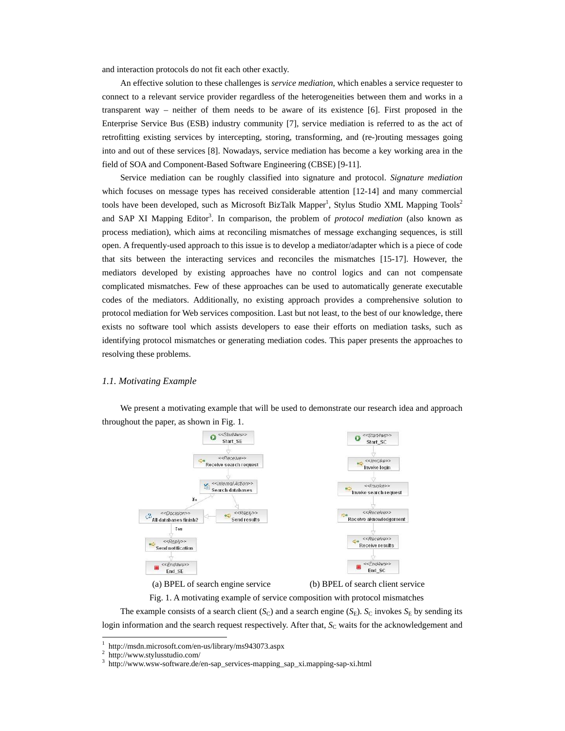and interaction protocols do not fit each other exactly.

An effective solution to these challenges is *service mediation*, which enables a service requester to connect to a relevant service provider regardless of the heterogeneities between them and works in a transparent way – neither of them needs to be aware of its existence [6]. First proposed in the Enterprise Service Bus (ESB) industry community [7], service mediation is referred to as the act of retrofitting existing services by intercepting, storing, transforming, and (re-)routing messages going into and out of these services [8]. Nowadays, service mediation has become a key working area in the field of SOA and Component-Based Software Engineering (CBSE) [9-11].

Service mediation can be roughly classified into signature and protocol. *Signature mediation* which focuses on message types has received considerable attention [12-14] and many commercial tools have been developed, such as Microsoft BizTalk Mapper[1], Stylus Studio XML Mapping Tools[2] and SAP XI Mapping Editor[3]. In comparison, the problem of *protocol mediation* (also known as process mediation), which aims at reconciling mismatches of message exchanging sequences, is still open. A frequently-used approach to this issue is to develop a mediator/adapter which is a piece of code that sits between the interacting services and reconciles the mismatches [15-17]. However, the mediators developed by existing approaches have no control logics and can not compensate complicated mismatches. Few of these approaches can be used to automatically generate executable codes of the mediators. Additionally, no existing approach provides a comprehensive solution to protocol mediation for Web services composition. Last but not least, to the best of our knowledge, there exists no software tool which assists developers to ease their efforts on mediation tasks, such as identifying protocol mismatches or generating mediation codes. This paper presents the approaches to resolving these problems.

### *1.1. Motivating Example*

We present a motivating example that will be used to demonstrate our research idea and approach throughout the paper, as shown in Fig. 1.

(a) BPEL of search engine service (b) BPEL of search client service

Fig. 1. A motivating example of service composition with protocol mismatches

The example consists of a search client ($S_C$) and a search engine ($S_E$). $S_C$ invokes $S_E$ by sending its login information and the search request respectively. After that, $S_C$ waits for the acknowledgement and

---

[1] http://msdn.microsoft.com/en-us/library/ms943073.aspx

[2] http://www.stylusstudio.com/

[3] http://www.wsw-software.de/en-sap_services-mapping_sap_xi.mapping-sap-xi.html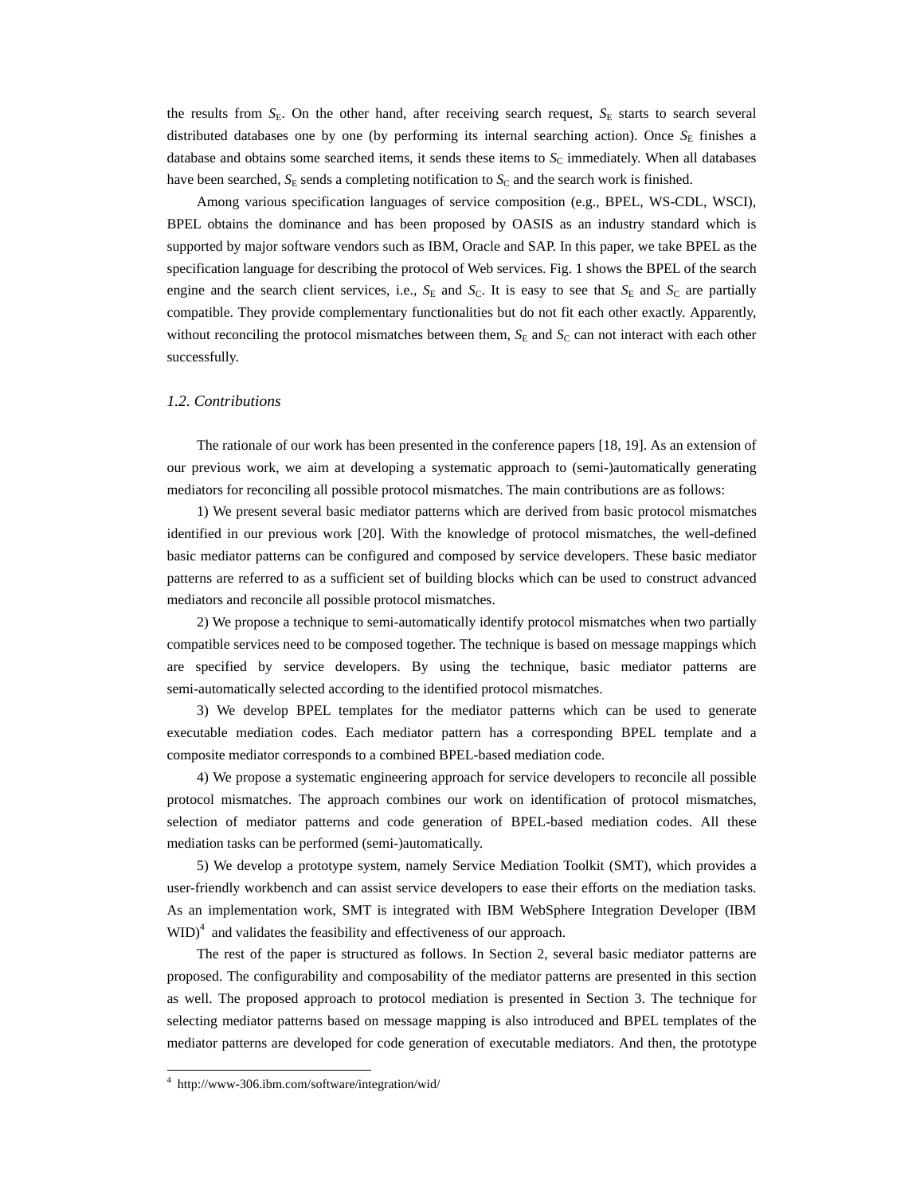the results from $S_E$. On the other hand, after receiving search request, $S_E$ starts to search several distributed databases one by one (by performing its internal searching action). Once $S_E$ finishes a database and obtains some searched items, it sends these items to $S_C$ immediately. When all databases have been searched, $S_E$ sends a completing notification to $S_C$ and the search work is finished.

Among various specification languages of service composition (e.g., BPEL, WS-CDL, WSCI), BPEL obtains the dominance and has been proposed by OASIS as an industry standard which is supported by major software vendors such as IBM, Oracle and SAP. In this paper, we take BPEL as the specification language for describing the protocol of Web services. Fig. 1 shows the BPEL of the search engine and the search client services, i.e., $S_E$ and $S_C$. It is easy to see that $S_E$ and $S_C$ are partially compatible. They provide complementary functionalities but do not fit each other exactly. Apparently, without reconciling the protocol mismatches between them, $S_E$ and $S_C$ can not interact with each other successfully.

### *1.2. Contributions*

The rationale of our work has been presented in the conference papers [18, 19]. As an extension of our previous work, we aim at developing a systematic approach to (semi-)automatically generating mediators for reconciling all possible protocol mismatches. The main contributions are as follows:

1) We present several basic mediator patterns which are derived from basic protocol mismatches identified in our previous work [20]. With the knowledge of protocol mismatches, the well-defined basic mediator patterns can be configured and composed by service developers. These basic mediator patterns are referred to as a sufficient set of building blocks which can be used to construct advanced mediators and reconcile all possible protocol mismatches.

2) We propose a technique to semi-automatically identify protocol mismatches when two partially compatible services need to be composed together. The technique is based on message mappings which are specified by service developers. By using the technique, basic mediator patterns are semi-automatically selected according to the identified protocol mismatches.

3) We develop BPEL templates for the mediator patterns which can be used to generate executable mediation codes. Each mediator pattern has a corresponding BPEL template and a composite mediator corresponds to a combined BPEL-based mediation code.

4) We propose a systematic engineering approach for service developers to reconcile all possible protocol mismatches. The approach combines our work on identification of protocol mismatches, selection of mediator patterns and code generation of BPEL-based mediation codes. All these mediation tasks can be performed (semi-)automatically.

5) We develop a prototype system, namely Service Mediation Toolkit (SMT), which provides a user-friendly workbench and can assist service developers to ease their efforts on the mediation tasks. As an implementation work, SMT is integrated with IBM WebSphere Integration Developer (IBM WID)[4] and validates the feasibility and effectiveness of our approach.

The rest of the paper is structured as follows. In Section 2, several basic mediator patterns are proposed. The configurability and composability of the mediator patterns are presented in this section as well. The proposed approach to protocol mediation is presented in Section 3. The technique for selecting mediator patterns based on message mapping is also introduced and BPEL templates of the mediator patterns are developed for code generation of executable mediators. And then, the prototype

[4] http://www-306.ibm.com/software/integration/wid/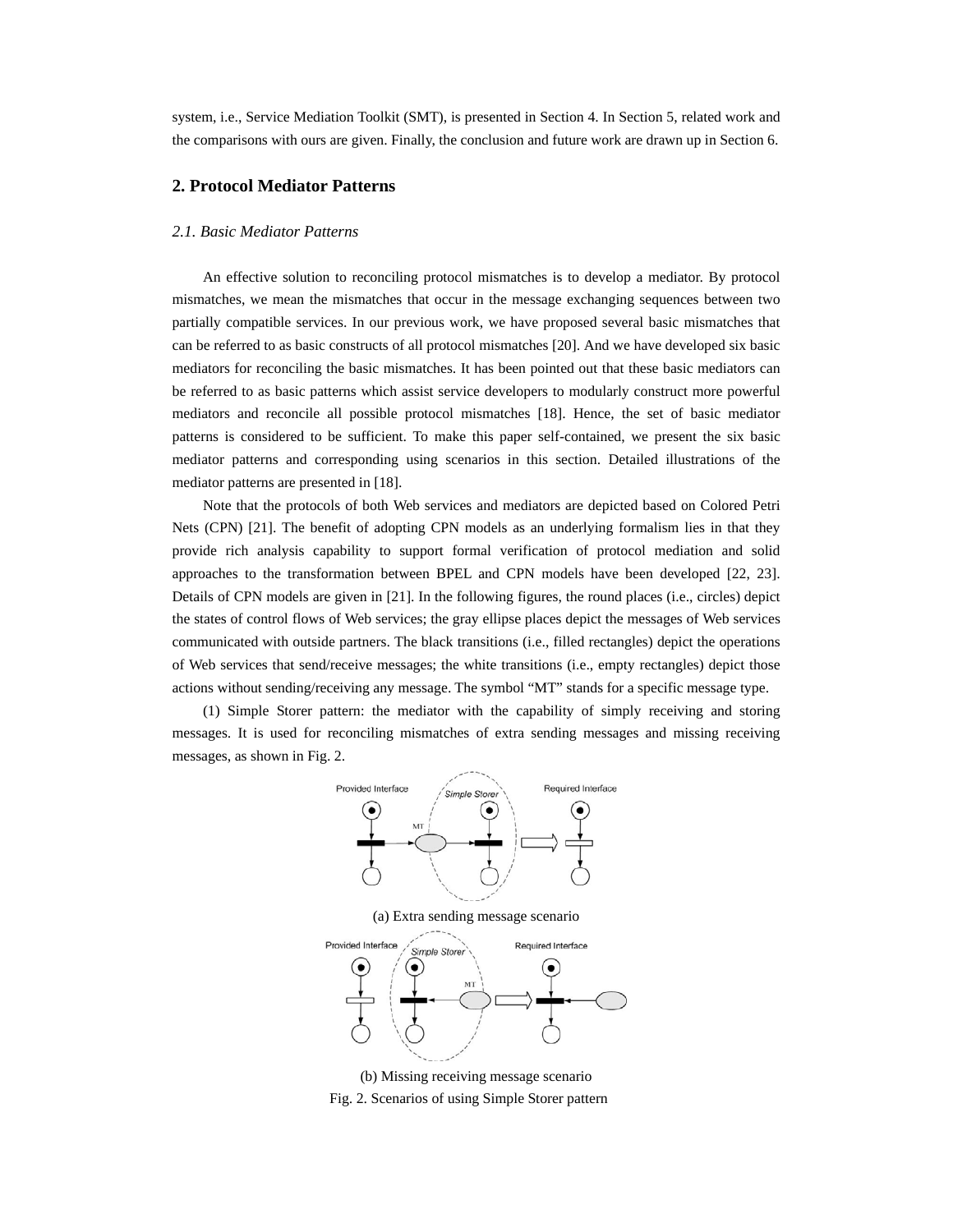system, i.e., Service Mediation Toolkit (SMT), is presented in Section 4. In Section 5, related work and the comparisons with ours are given. Finally, the conclusion and future work are drawn up in Section 6.

## 2. Protocol Mediator Patterns

### *2.1. Basic Mediator Patterns*

An effective solution to reconciling protocol mismatches is to develop a mediator. By protocol mismatches, we mean the mismatches that occur in the message exchanging sequences between two partially compatible services. In our previous work, we have proposed several basic mismatches that can be referred to as basic constructs of all protocol mismatches [20]. And we have developed six basic mediators for reconciling the basic mismatches. It has been pointed out that these basic mediators can be referred to as basic patterns which assist service developers to modularly construct more powerful mediators and reconcile all possible protocol mismatches [18]. Hence, the set of basic mediator patterns is considered to be sufficient. To make this paper self-contained, we present the six basic mediator patterns and corresponding using scenarios in this section. Detailed illustrations of the mediator patterns are presented in [18].

Note that the protocols of both Web services and mediators are depicted based on Colored Petri Nets (CPN) [21]. The benefit of adopting CPN models as an underlying formalism lies in that they provide rich analysis capability to support formal verification of protocol mediation and solid approaches to the transformation between BPEL and CPN models have been developed [22, 23]. Details of CPN models are given in [21]. In the following figures, the round places (i.e., circles) depict the states of control flows of Web services; the gray ellipse places depict the messages of Web services communicated with outside partners. The black transitions (i.e., filled rectangles) depict the operations of Web services that send/receive messages; the white transitions (i.e., empty rectangles) depict those actions without sending/receiving any message. The symbol “MT” stands for a specific message type.

(1) Simple Storer pattern: the mediator with the capability of simply receiving and storing messages. It is used for reconciling mismatches of extra sending messages and missing receiving messages, as shown in Fig. 2.

(a) Extra sending message scenario

(b) Missing receiving message scenario

Fig. 2. Scenarios of using Simple Storer pattern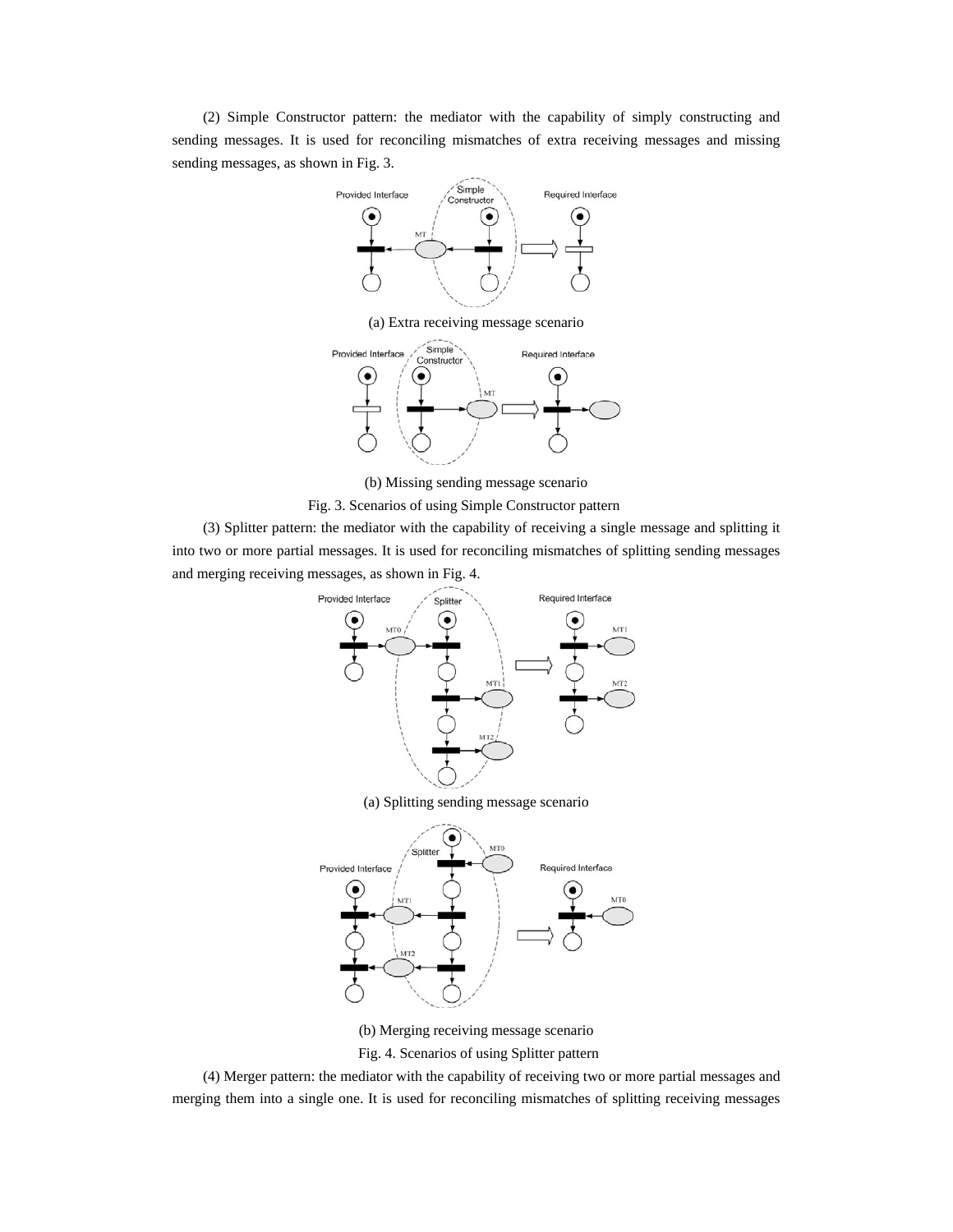(2) Simple Constructor pattern: the mediator with the capability of simply constructing and sending messages. It is used for reconciling mismatches of extra receiving messages and missing sending messages, as shown in Fig. 3.

(a) Extra receiving message scenario

(b) Missing sending message scenario

Fig. 3. Scenarios of using Simple Constructor pattern

(3) Splitter pattern: the mediator with the capability of receiving a single message and splitting it into two or more partial messages. It is used for reconciling mismatches of splitting sending messages and merging receiving messages, as shown in Fig. 4.

(a) Splitting sending message scenario

(b) Merging receiving message scenario

Fig. 4. Scenarios of using Splitter pattern

(4) Merger pattern: the mediator with the capability of receiving two or more partial messages and merging them into a single one. It is used for reconciling mismatches of splitting receiving messages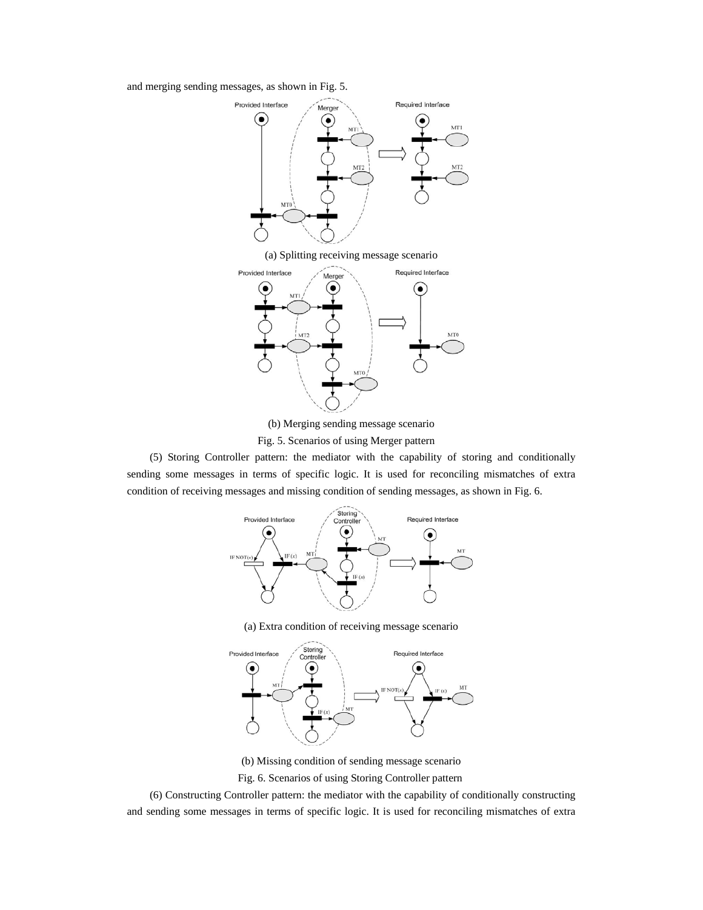and merging sending messages, as shown in Fig. 5.

(a) Splitting receiving message scenario

(b) Merging sending message scenario

Fig. 5. Scenarios of using Merger pattern

(5) Storing Controller pattern: the mediator with the capability of storing and conditionally sending some messages in terms of specific logic. It is used for reconciling mismatches of extra condition of receiving messages and missing condition of sending messages, as shown in Fig. 6.

(a) Extra condition of receiving message scenario

(b) Missing condition of sending message scenario

Fig. 6. Scenarios of using Storing Controller pattern

(6) Constructing Controller pattern: the mediator with the capability of conditionally constructing and sending some messages in terms of specific logic. It is used for reconciling mismatches of extra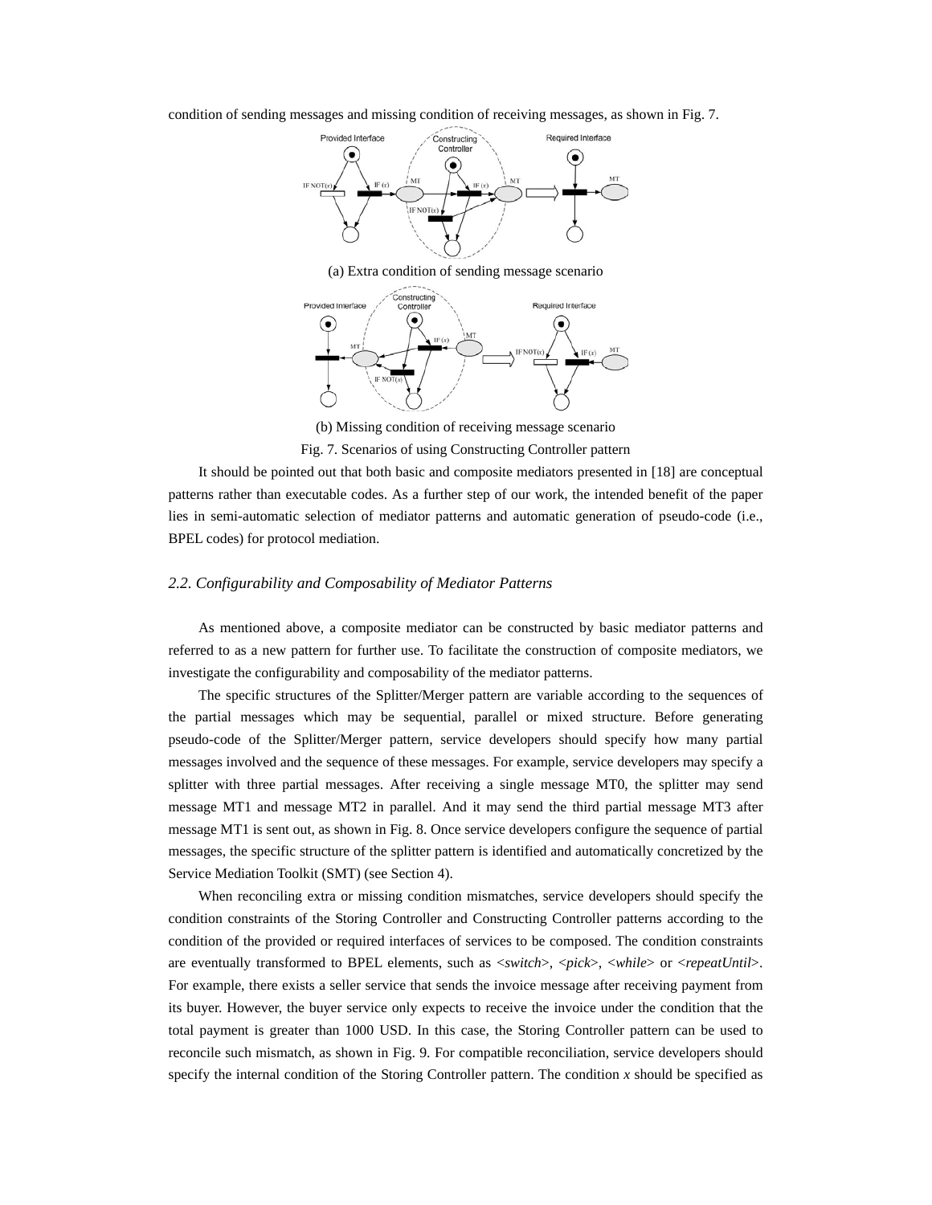condition of sending messages and missing condition of receiving messages, as shown in Fig. 7.

(a) Extra condition of sending message scenario

(b) Missing condition of receiving message scenario

Fig. 7. Scenarios of using Constructing Controller pattern

It should be pointed out that both basic and composite mediators presented in [18] are conceptual patterns rather than executable codes. As a further step of our work, the intended benefit of the paper lies in semi-automatic selection of mediator patterns and automatic generation of pseudo-code (i.e., BPEL codes) for protocol mediation.

### *2.2. Configurability and Composability of Mediator Patterns*

As mentioned above, a composite mediator can be constructed by basic mediator patterns and referred to as a new pattern for further use. To facilitate the construction of composite mediators, we investigate the configurability and composability of the mediator patterns.

The specific structures of the Splitter/Merger pattern are variable according to the sequences of the partial messages which may be sequential, parallel or mixed structure. Before generating pseudo-code of the Splitter/Merger pattern, service developers should specify how many partial messages involved and the sequence of these messages. For example, service developers may specify a splitter with three partial messages. After receiving a single message MT0, the splitter may send message MT1 and message MT2 in parallel. And it may send the third partial message MT3 after message MT1 is sent out, as shown in Fig. 8. Once service developers configure the sequence of partial messages, the specific structure of the splitter pattern is identified and automatically concretized by the Service Mediation Toolkit (SMT) (see Section 4).

When reconciling extra or missing condition mismatches, service developers should specify the condition constraints of the Storing Controller and Constructing Controller patterns according to the condition of the provided or required interfaces of services to be composed. The condition constraints are eventually transformed to BPEL elements, such as <*switch*>, <*pick*>, <*while*> or <*repeatUntil*>. For example, there exists a seller service that sends the invoice message after receiving payment from its buyer. However, the buyer service only expects to receive the invoice under the condition that the total payment is greater than 1000 USD. In this case, the Storing Controller pattern can be used to reconcile such mismatch, as shown in Fig. 9. For compatible reconciliation, service developers should specify the internal condition of the Storing Controller pattern. The condition $x$ should be specified as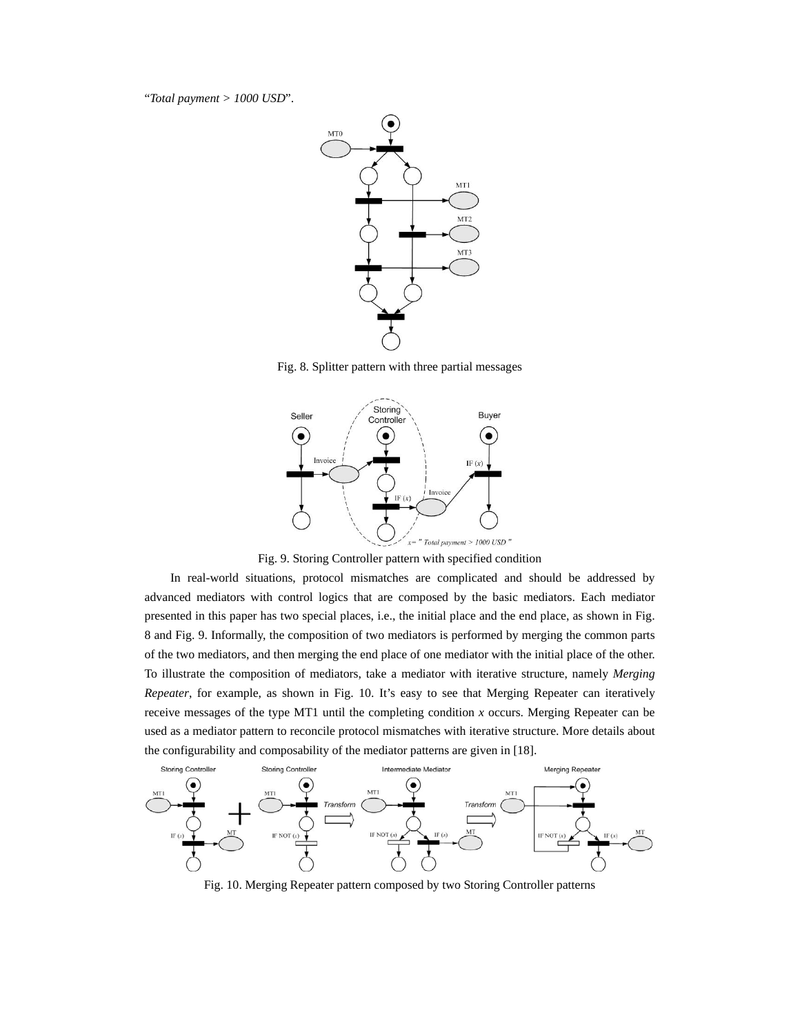"*Total payment > 1000 USD*".

Fig. 8. Splitter pattern with three partial messages

Fig. 9. Storing Controller pattern with specified condition

In real-world situations, protocol mismatches are complicated and should be addressed by advanced mediators with control logics that are composed by the basic mediators. Each mediator presented in this paper has two special places, i.e., the initial place and the end place, as shown in Fig. 8 and Fig. 9. Informally, the composition of two mediators is performed by merging the common parts of the two mediators, and then merging the end place of one mediator with the initial place of the other. To illustrate the composition of mediators, take a mediator with iterative structure, namely *Merging Repeater*, for example, as shown in Fig. 10. It's easy to see that Merging Repeater can iteratively receive messages of the type MT1 until the completing condition *x* occurs. Merging Repeater can be used as a mediator pattern to reconcile protocol mismatches with iterative structure. More details about the configurability and composability of the mediator patterns are given in [18].

Fig. 10. Merging Repeater pattern composed by two Storing Controller patterns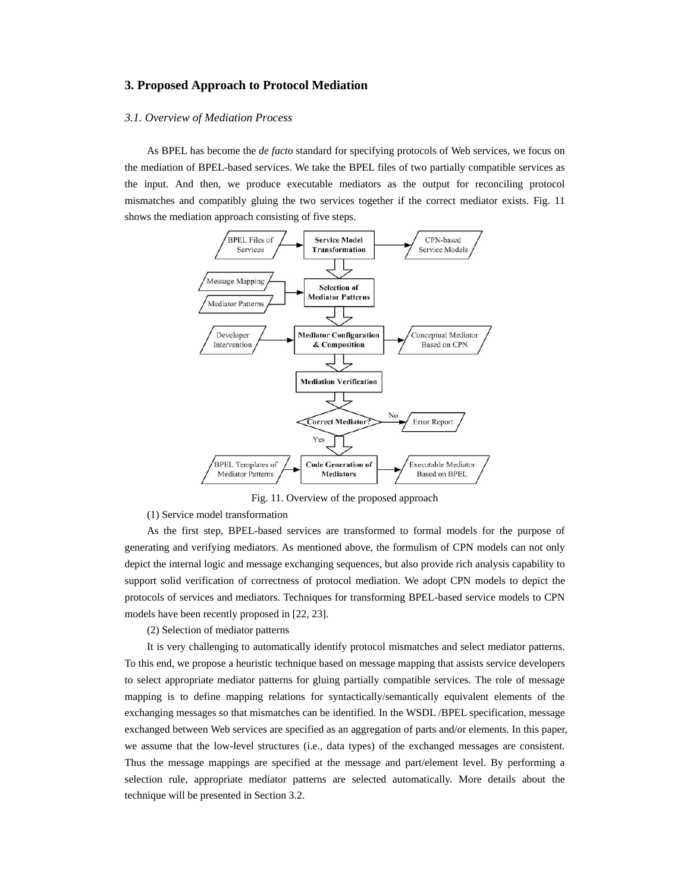## 3. Proposed Approach to Protocol Mediation

### *3.1. Overview of Mediation Process*

As BPEL has become the *de facto* standard for specifying protocols of Web services, we focus on the mediation of BPEL-based services. We take the BPEL files of two partially compatible services as the input. And then, we produce executable mediators as the output for reconciling protocol mismatches and compatibly gluing the two services together if the correct mediator exists. Fig. 11 shows the mediation approach consisting of five steps.

Fig. 11. Overview of the proposed approach

(1) Service model transformation

As the first step, BPEL-based services are transformed to formal models for the purpose of generating and verifying mediators. As mentioned above, the formulism of CPN models can not only depict the internal logic and message exchanging sequences, but also provide rich analysis capability to support solid verification of correctness of protocol mediation. We adopt CPN models to depict the protocols of services and mediators. Techniques for transforming BPEL-based service models to CPN models have been recently proposed in [22, 23].

(2) Selection of mediator patterns

It is very challenging to automatically identify protocol mismatches and select mediator patterns. To this end, we propose a heuristic technique based on message mapping that assists service developers to select appropriate mediator patterns for gluing partially compatible services. The role of message mapping is to define mapping relations for syntactically/semantically equivalent elements of the exchanging messages so that mismatches can be identified. In the WSDL /BPEL specification, message exchanged between Web services are specified as an aggregation of parts and/or elements. In this paper, we assume that the low-level structures (i.e., data types) of the exchanged messages are consistent. Thus the message mappings are specified at the message and part/element level. By performing a selection rule, appropriate mediator patterns are selected automatically. More details about the technique will be presented in Section 3.2.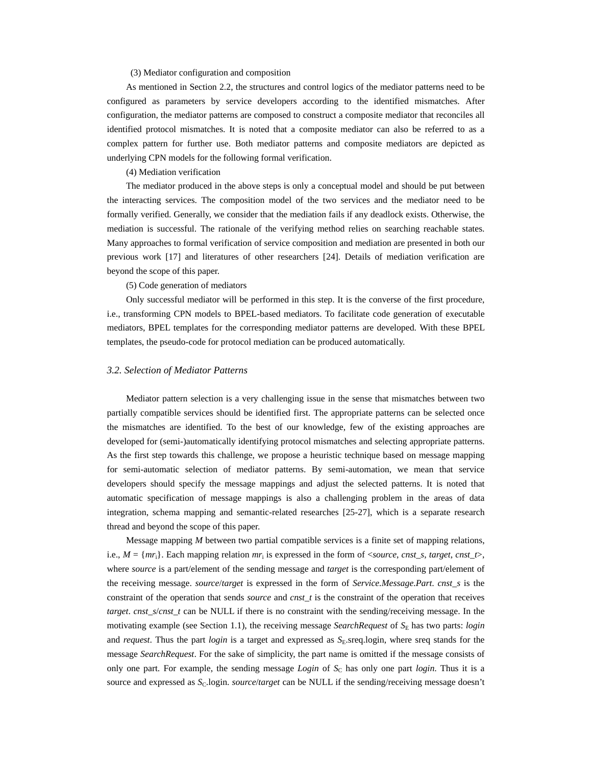(3) Mediator configuration and composition

As mentioned in Section 2.2, the structures and control logics of the mediator patterns need to be configured as parameters by service developers according to the identified mismatches. After configuration, the mediator patterns are composed to construct a composite mediator that reconciles all identified protocol mismatches. It is noted that a composite mediator can also be referred to as a complex pattern for further use. Both mediator patterns and composite mediators are depicted as underlying CPN models for the following formal verification.

(4) Mediation verification

The mediator produced in the above steps is only a conceptual model and should be put between the interacting services. The composition model of the two services and the mediator need to be formally verified. Generally, we consider that the mediation fails if any deadlock exists. Otherwise, the mediation is successful. The rationale of the verifying method relies on searching reachable states. Many approaches to formal verification of service composition and mediation are presented in both our previous work [17] and literatures of other researchers [24]. Details of mediation verification are beyond the scope of this paper.

(5) Code generation of mediators

Only successful mediator will be performed in this step. It is the converse of the first procedure, i.e., transforming CPN models to BPEL-based mediators. To facilitate code generation of executable mediators, BPEL templates for the corresponding mediator patterns are developed. With these BPEL templates, the pseudo-code for protocol mediation can be produced automatically.

### *3.2. Selection of Mediator Patterns*

Mediator pattern selection is a very challenging issue in the sense that mismatches between two partially compatible services should be identified first. The appropriate patterns can be selected once the mismatches are identified. To the best of our knowledge, few of the existing approaches are developed for (semi-)automatically identifying protocol mismatches and selecting appropriate patterns. As the first step towards this challenge, we propose a heuristic technique based on message mapping for semi-automatic selection of mediator patterns. By semi-automation, we mean that service developers should specify the message mappings and adjust the selected patterns. It is noted that automatic specification of message mappings is also a challenging problem in the areas of data integration, schema mapping and semantic-related researches [25-27], which is a separate research thread and beyond the scope of this paper.

Message mapping $M$ between two partial compatible services is a finite set of mapping relations, i.e., $M = \{mr_i\}$. Each mapping relation $mr_i$ is expressed in the form of <*source*, *cnst_s*, *target*, *cnst_t*>, where *source* is a part/element of the sending message and *target* is the corresponding part/element of the receiving message. *source*/*target* is expressed in the form of *Service.Message.Part*. *cnst_s* is the constraint of the operation that sends *source* and *cnst_t* is the constraint of the operation that receives *target*. *cnst_s*/*cnst_t* can be NULL if there is no constraint with the sending/receiving message. In the motivating example (see Section 1.1), the receiving message *SearchRequest* of $S_E$ has two parts: *login* and *request*. Thus the part *login* is a target and expressed as $S_E$.sreq.login, where sreq stands for the message *SearchRequest*. For the sake of simplicity, the part name is omitted if the message consists of only one part. For example, the sending message *Login* of $S_C$ has only one part *login*. Thus it is a source and expressed as $S_C$.login. *source*/*target* can be NULL if the sending/receiving message doesn't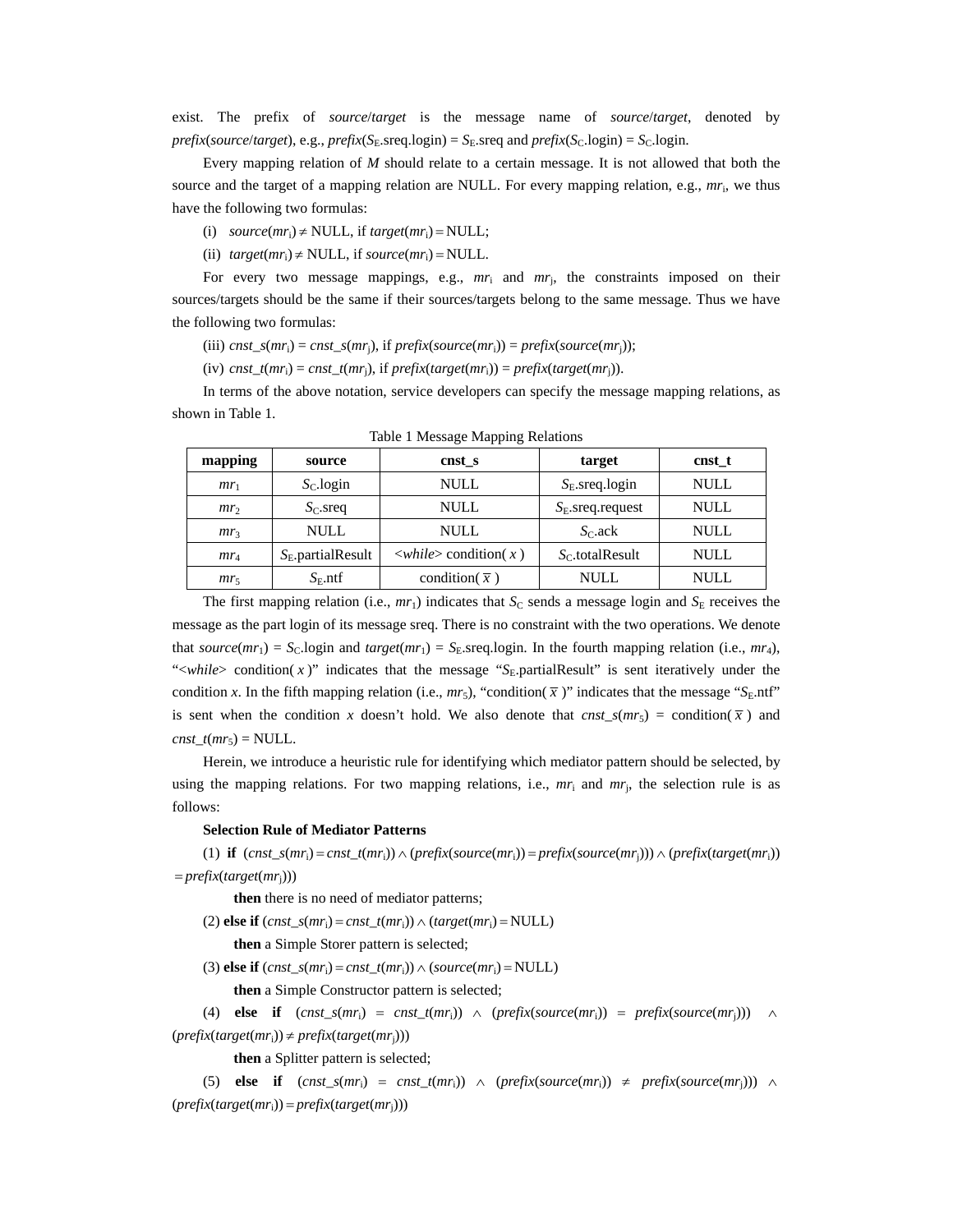exist. The prefix of *source*/*target* is the message name of *source*/*target*, denoted by *prefix*(*source*/*target*), e.g., *prefix*($S_E$.sreq.login) = $S_E$.sreq and *prefix*($S_C$.login) = $S_C$.login.

Every mapping relation of *M* should relate to a certain message. It is not allowed that both the source and the target of a mapping relation are NULL. For every mapping relation, e.g., $mr_i$, we thus have the following two formulas:

(i) *source*($mr_i$) ≠ NULL, if *target*($mr_i$) = NULL;

(ii) *target*($mr_i$) ≠ NULL, if *source*($mr_i$) = NULL.

For every two message mappings, e.g., $mr_i$ and $mr_j$, the constraints imposed on their sources/targets should be the same if their sources/targets belong to the same message. Thus we have the following two formulas:

(iii) *cnst_s*($mr_i$) = *cnst_s*($mr_j$), if *prefix*(*source*($mr_i$)) = *prefix*(*source*($mr_j$));

(iv) *cnst_t*($mr_i$) = *cnst_t*($mr_j$), if *prefix*(*target*($mr_i$)) = *prefix*(*target*($mr_j$)).

In terms of the above notation, service developers can specify the message mapping relations, as shown in Table 1.

Table 1 Message Mapping Relations

| mapping | source | cnst_s | target | cnst_t |
|---|---|---|---|---|
| $mr_1$ | $S_C$.login | NULL | $S_E$.sreq.login | NULL |
| $mr_2$ | $S_C$.sreq | NULL | $S_E$.sreq.request | NULL |
| $mr_3$ | NULL | NULL | $S_C$.ack | NULL |
| $mr_4$ | $S_E$.partialResult | <*while*> condition( $x$ ) | $S_C$.totalResult | NULL |
| $mr_5$ | $S_E$.ntf | condition( $\overline{x}$ ) | NULL | NULL |

The first mapping relation (i.e., $mr_1$) indicates that $S_C$ sends a message login and $S_E$ receives the message as the part login of its message sreq. There is no constraint with the two operations. We denote that *source*($mr_1$) = $S_C$.login and *target*($mr_1$) = $S_E$.sreq.login. In the fourth mapping relation (i.e., $mr_4$), "<*while*> condition( $x$ )" indicates that the message "$S_E$.partialResult" is sent iteratively under the condition $x$. In the fifth mapping relation (i.e., $mr_5$), "condition( $\overline{x}$ )" indicates that the message "$S_E$.ntf" is sent when the condition $x$ doesn't hold. We also denote that *cnst_s*($mr_5$) = condition( $\overline{x}$ ) and *cnst_t*($mr_5$) = NULL.

Herein, we introduce a heuristic rule for identifying which mediator pattern should be selected, by using the mapping relations. For two mapping relations, i.e., $mr_i$ and $mr_j$, the selection rule is as follows:

**Selection Rule of Mediator Patterns**

(1) **if** (*cnst_s*($mr_i$) = *cnst_t*($mr_i$)) ∧ (*prefix*(*source*($mr_i$)) = *prefix*(*source*($mr_j$))) ∧ (*prefix*(*target*($mr_i$)) = *prefix*(*target*($mr_j$)))

**then** there is no need of mediator patterns;

(2) **else if** (*cnst_s*($mr_i$) = *cnst_t*($mr_i$)) ∧ (*target*($mr_i$) = NULL)

**then** a Simple Storer pattern is selected;

(3) **else if** (*cnst_s*($mr_i$) = *cnst_t*($mr_i$)) ∧ (*source*($mr_i$) = NULL)

**then** a Simple Constructor pattern is selected;

(4) **else if** (*cnst_s*($mr_i$) = *cnst_t*($mr_i$)) ∧ (*prefix*(*source*($mr_i$)) = *prefix*(*source*($mr_j$))) ∧ (*prefix*(*target*($mr_i$)) ≠ *prefix*(*target*($mr_j$)))

**then** a Splitter pattern is selected;

(5) **else if** (*cnst_s*($mr_i$) = *cnst_t*($mr_i$)) ∧ (*prefix*(*source*($mr_i$)) ≠ *prefix*(*source*($mr_j$))) ∧ (*prefix*(*target*($mr_i$)) = *prefix*(*target*($mr_j$)))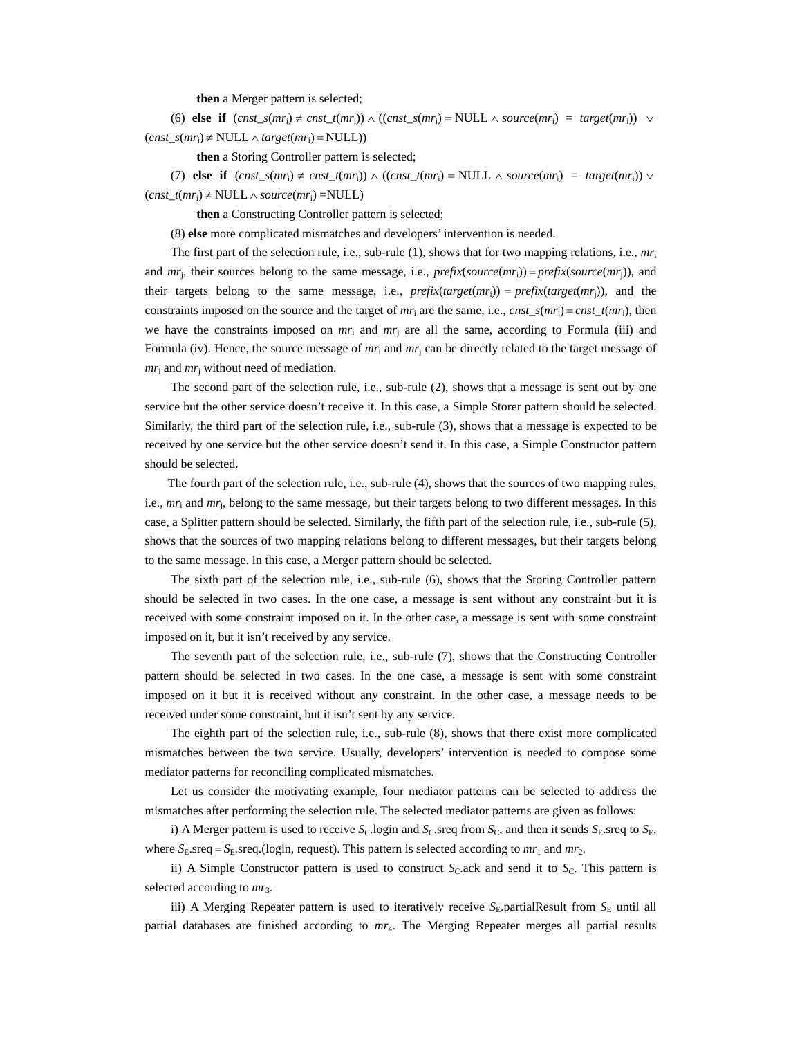**then** a Merger pattern is selected;

(6) **else if** $(cnst\_s(mr_i) \neq cnst\_t(mr_i)) \wedge ((cnst\_s(mr_i) = \text{NULL} \wedge source(mr_i) = target(mr_i)) \vee (cnst\_s(mr_i) \neq \text{NULL} \wedge target(mr_i) = \text{NULL}))$

**then** a Storing Controller pattern is selected;

(7) **else if** $(cnst\_s(mr_i) \neq cnst\_t(mr_i)) \wedge ((cnst\_t(mr_i) = \text{NULL} \wedge source(mr_i) = target(mr_i)) \vee (cnst\_t(mr_i) \neq \text{NULL} \wedge source(mr_i) = \text{NULL})$

**then** a Constructing Controller pattern is selected;

(8) **else** more complicated mismatches and developers' intervention is needed.

The first part of the selection rule, i.e., sub-rule (1), shows that for two mapping relations, i.e., $mr_i$ and $mr_j$, their sources belong to the same message, i.e., $prefix(source(mr_i)) = prefix(source(mr_j))$, and their targets belong to the same message, i.e., $prefix(target(mr_i)) = prefix(target(mr_j))$, and the constraints imposed on the source and the target of $mr_i$ are the same, i.e., $cnst\_s(mr_i) = cnst\_t(mr_i)$, then we have the constraints imposed on $mr_i$ and $mr_j$ are all the same, according to Formula (iii) and Formula (iv). Hence, the source message of $mr_i$ and $mr_j$ can be directly related to the target message of $mr_i$ and $mr_j$ without need of mediation.

The second part of the selection rule, i.e., sub-rule (2), shows that a message is sent out by one service but the other service doesn't receive it. In this case, a Simple Storer pattern should be selected. Similarly, the third part of the selection rule, i.e., sub-rule (3), shows that a message is expected to be received by one service but the other service doesn't send it. In this case, a Simple Constructor pattern should be selected.

The fourth part of the selection rule, i.e., sub-rule (4), shows that the sources of two mapping rules, i.e., $mr_i$ and $mr_j$, belong to the same message, but their targets belong to two different messages. In this case, a Splitter pattern should be selected. Similarly, the fifth part of the selection rule, i.e., sub-rule (5), shows that the sources of two mapping relations belong to different messages, but their targets belong to the same message. In this case, a Merger pattern should be selected.

The sixth part of the selection rule, i.e., sub-rule (6), shows that the Storing Controller pattern should be selected in two cases. In the one case, a message is sent without any constraint but it is received with some constraint imposed on it. In the other case, a message is sent with some constraint imposed on it, but it isn't received by any service.

The seventh part of the selection rule, i.e., sub-rule (7), shows that the Constructing Controller pattern should be selected in two cases. In the one case, a message is sent with some constraint imposed on it but it is received without any constraint. In the other case, a message needs to be received under some constraint, but it isn't sent by any service.

The eighth part of the selection rule, i.e., sub-rule (8), shows that there exist more complicated mismatches between the two service. Usually, developers' intervention is needed to compose some mediator patterns for reconciling complicated mismatches.

Let us consider the motivating example, four mediator patterns can be selected to address the mismatches after performing the selection rule. The selected mediator patterns are given as follows:

i) A Merger pattern is used to receive $S_C$.login and $S_C$.sreq from $S_C$, and then it sends $S_E$.sreq to $S_E$, where $S_E.\text{sreq} = S_E.\text{sreq}.(\text{login, request})$. This pattern is selected according to $mr_1$ and $mr_2$.

ii) A Simple Constructor pattern is used to construct $S_C$.ack and send it to $S_C$. This pattern is selected according to $mr_3$.

iii) A Merging Repeater pattern is used to iteratively receive $S_E$.partialResult from $S_E$ until all partial databases are finished according to $mr_4$. The Merging Repeater merges all partial results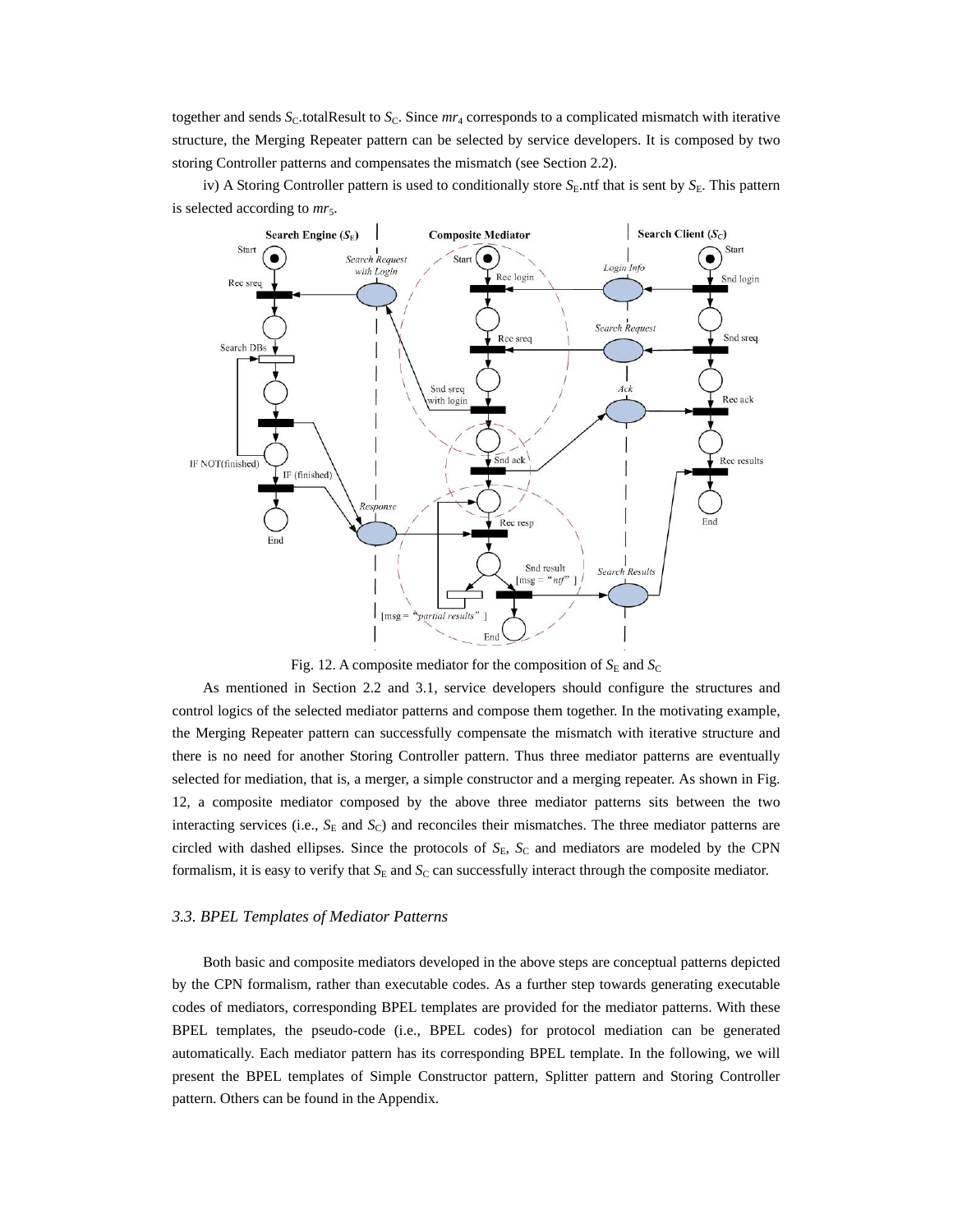together and sends $S_C$.totalResult to $S_C$. Since $mr_4$ corresponds to a complicated mismatch with iterative structure, the Merging Repeater pattern can be selected by service developers. It is composed by two storing Controller patterns and compensates the mismatch (see Section 2.2).

iv) A Storing Controller pattern is used to conditionally store $S_E$.ntf that is sent by $S_E$. This pattern is selected according to $mr_5$.

Fig. 12. A composite mediator for the composition of $S_E$ and $S_C$

As mentioned in Section 2.2 and 3.1, service developers should configure the structures and control logics of the selected mediator patterns and compose them together. In the motivating example, the Merging Repeater pattern can successfully compensate the mismatch with iterative structure and there is no need for another Storing Controller pattern. Thus three mediator patterns are eventually selected for mediation, that is, a merger, a simple constructor and a merging repeater. As shown in Fig. 12, a composite mediator composed by the above three mediator patterns sits between the two interacting services (i.e., $S_E$ and $S_C$) and reconciles their mismatches. The three mediator patterns are circled with dashed ellipses. Since the protocols of $S_E$, $S_C$ and mediators are modeled by the CPN formalism, it is easy to verify that $S_E$ and $S_C$ can successfully interact through the composite mediator.

### *3.3. BPEL Templates of Mediator Patterns*

Both basic and composite mediators developed in the above steps are conceptual patterns depicted by the CPN formalism, rather than executable codes. As a further step towards generating executable codes of mediators, corresponding BPEL templates are provided for the mediator patterns. With these BPEL templates, the pseudo-code (i.e., BPEL codes) for protocol mediation can be generated automatically. Each mediator pattern has its corresponding BPEL template. In the following, we will present the BPEL templates of Simple Constructor pattern, Splitter pattern and Storing Controller pattern. Others can be found in the Appendix.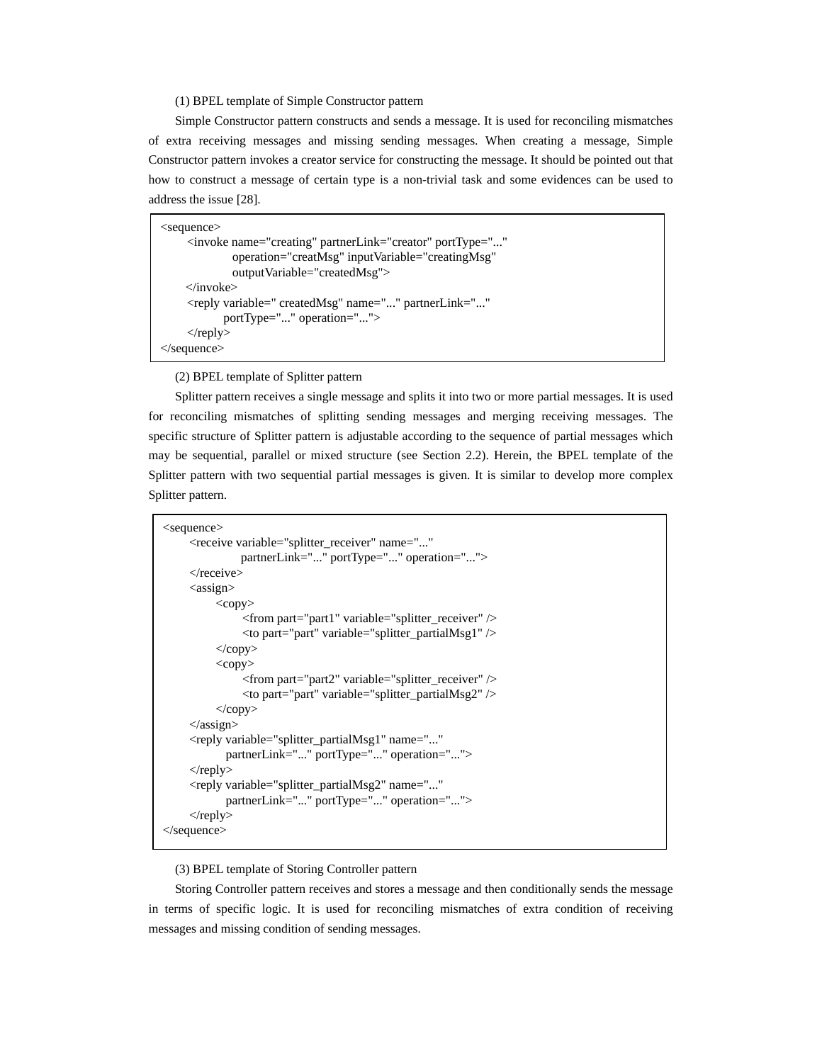(1) BPEL template of Simple Constructor pattern

Simple Constructor pattern constructs and sends a message. It is used for reconciling mismatches of extra receiving messages and missing sending messages. When creating a message, Simple Constructor pattern invokes a creator service for constructing the message. It should be pointed out that how to construct a message of certain type is a non-trivial task and some evidences can be used to address the issue [28].

```
<sequence>
    <invoke name="creating" partnerLink="creator" portType="..."
            operation="creatMsg" inputVariable="creatingMsg"
            outputVariable="createdMsg">
    </invoke>
    <reply variable=" createdMsg" name="..." partnerLink="..."
           portType="..." operation="...">
    </reply>
</sequence>
```

(2) BPEL template of Splitter pattern

Splitter pattern receives a single message and splits it into two or more partial messages. It is used for reconciling mismatches of splitting sending messages and merging receiving messages. The specific structure of Splitter pattern is adjustable according to the sequence of partial messages which may be sequential, parallel or mixed structure (see Section 2.2). Herein, the BPEL template of the Splitter pattern with two sequential partial messages is given. It is similar to develop more complex Splitter pattern.

```
<sequence>
    <receive variable="splitter_receiver" name="..."
             partnerLink="..." portType="..." operation="...">
    </receive>
    <assign>
        <copy>
            <from part="part1" variable="splitter_receiver" />
            <to part="part" variable="splitter_partialMsg1" />
        </copy>
        <copy>
            <from part="part2" variable="splitter_receiver" />
            <to part="part" variable="splitter_partialMsg2" />
        </copy>
    </assign>
    <reply variable="splitter_partialMsg1" name="..."
           partnerLink="..." portType="..." operation="...">
    </reply>
    <reply variable="splitter_partialMsg2" name="..."
           partnerLink="..." portType="..." operation="...">
    </reply>
</sequence>
```

(3) BPEL template of Storing Controller pattern

Storing Controller pattern receives and stores a message and then conditionally sends the message in terms of specific logic. It is used for reconciling mismatches of extra condition of receiving messages and missing condition of sending messages.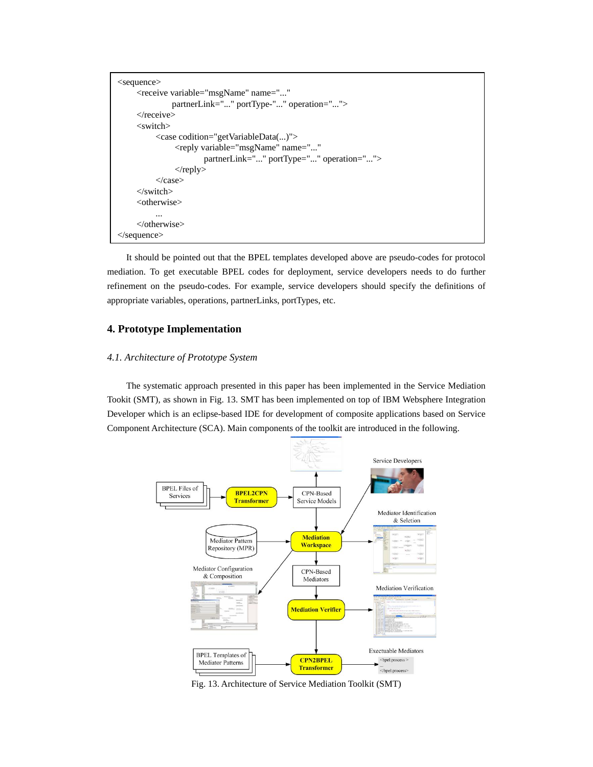```
<sequence>
      <receive variable="msgName" name="..."
                  partnerLink="..." portType-"..." operation="...">
      </receive>
      <switch>
            <case codition="getVariableData(...)">
                  <reply variable="msgName" name="..."
                              partnerLink="..." portType="..." operation="...">
                  </reply>
            </case>
      </switch>
      <otherwise>
            ...
      </otherwise>
</sequence>
```

It should be pointed out that the BPEL templates developed above are pseudo-codes for protocol mediation. To get executable BPEL codes for deployment, service developers needs to do further refinement on the pseudo-codes. For example, service developers should specify the definitions of appropriate variables, operations, partnerLinks, portTypes, etc.

## 4. Prototype Implementation

### *4.1. Architecture of Prototype System*

The systematic approach presented in this paper has been implemented in the Service Mediation Tookit (SMT), as shown in Fig. 13. SMT has been implemented on top of IBM Websphere Integration Developer which is an eclipse-based IDE for development of composite applications based on Service Component Architecture (SCA). Main components of the toolkit are introduced in the following.

Fig. 13. Architecture of Service Mediation Toolkit (SMT)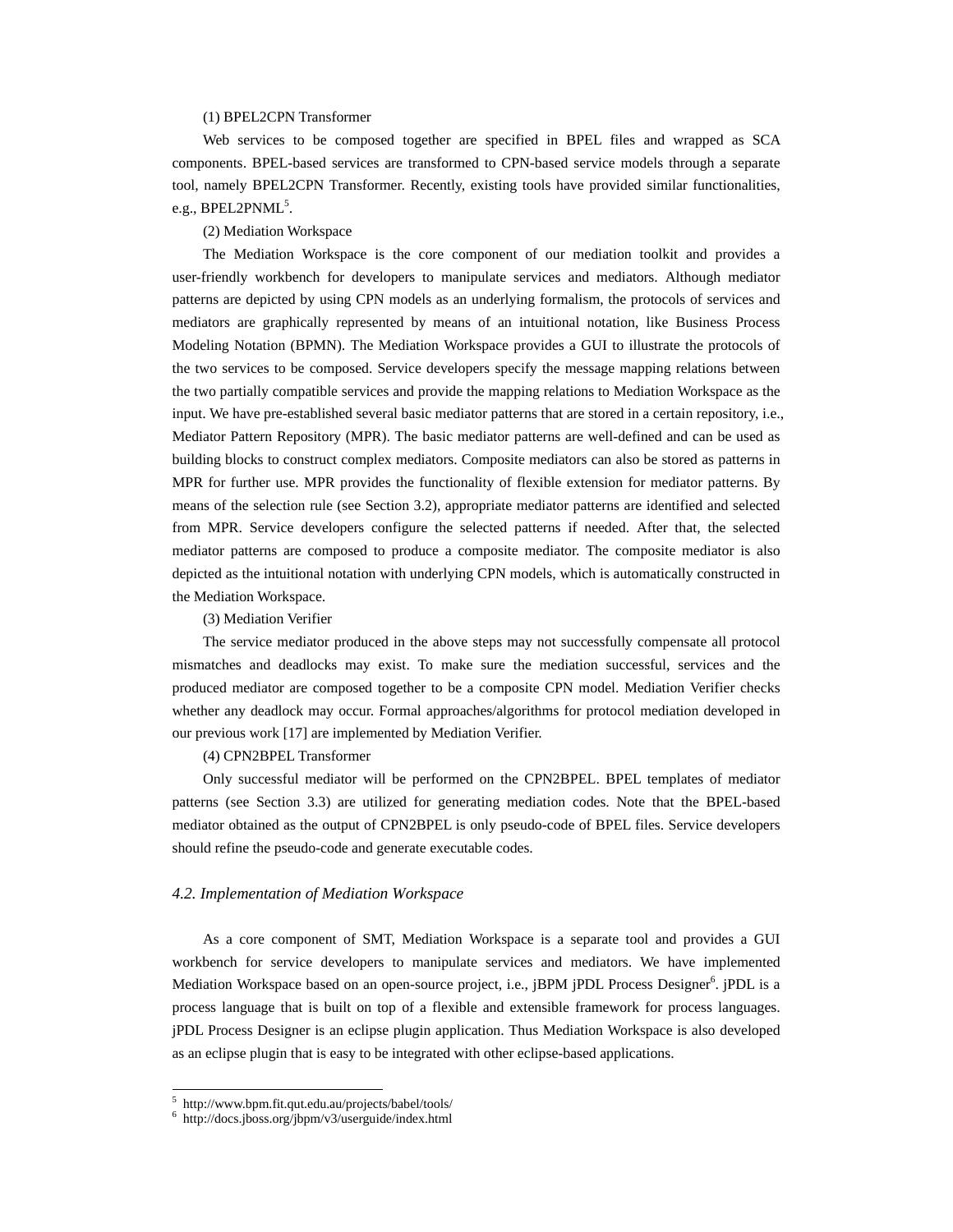(1) BPEL2CPN Transformer

Web services to be composed together are specified in BPEL files and wrapped as SCA components. BPEL-based services are transformed to CPN-based service models through a separate tool, namely BPEL2CPN Transformer. Recently, existing tools have provided similar functionalities, e.g., BPEL2PNML[5].

(2) Mediation Workspace

The Mediation Workspace is the core component of our mediation toolkit and provides a user-friendly workbench for developers to manipulate services and mediators. Although mediator patterns are depicted by using CPN models as an underlying formalism, the protocols of services and mediators are graphically represented by means of an intuitional notation, like Business Process Modeling Notation (BPMN). The Mediation Workspace provides a GUI to illustrate the protocols of the two services to be composed. Service developers specify the message mapping relations between the two partially compatible services and provide the mapping relations to Mediation Workspace as the input. We have pre-established several basic mediator patterns that are stored in a certain repository, i.e., Mediator Pattern Repository (MPR). The basic mediator patterns are well-defined and can be used as building blocks to construct complex mediators. Composite mediators can also be stored as patterns in MPR for further use. MPR provides the functionality of flexible extension for mediator patterns. By means of the selection rule (see Section 3.2), appropriate mediator patterns are identified and selected from MPR. Service developers configure the selected patterns if needed. After that, the selected mediator patterns are composed to produce a composite mediator. The composite mediator is also depicted as the intuitional notation with underlying CPN models, which is automatically constructed in the Mediation Workspace.

(3) Mediation Verifier

The service mediator produced in the above steps may not successfully compensate all protocol mismatches and deadlocks may exist. To make sure the mediation successful, services and the produced mediator are composed together to be a composite CPN model. Mediation Verifier checks whether any deadlock may occur. Formal approaches/algorithms for protocol mediation developed in our previous work [17] are implemented by Mediation Verifier.

(4) CPN2BPEL Transformer

Only successful mediator will be performed on the CPN2BPEL. BPEL templates of mediator patterns (see Section 3.3) are utilized for generating mediation codes. Note that the BPEL-based mediator obtained as the output of CPN2BPEL is only pseudo-code of BPEL files. Service developers should refine the pseudo-code and generate executable codes.

### *4.2. Implementation of Mediation Workspace*

As a core component of SMT, Mediation Workspace is a separate tool and provides a GUI workbench for service developers to manipulate services and mediators. We have implemented Mediation Workspace based on an open-source project, i.e., jBPM jPDL Process Designer[6]. jPDL is a process language that is built on top of a flexible and extensible framework for process languages. jPDL Process Designer is an eclipse plugin application. Thus Mediation Workspace is also developed as an eclipse plugin that is easy to be integrated with other eclipse-based applications.

---

[5] http://www.bpm.fit.qut.edu.au/projects/babel/tools/

[6] http://docs.jboss.org/jbpm/v3/userguide/index.html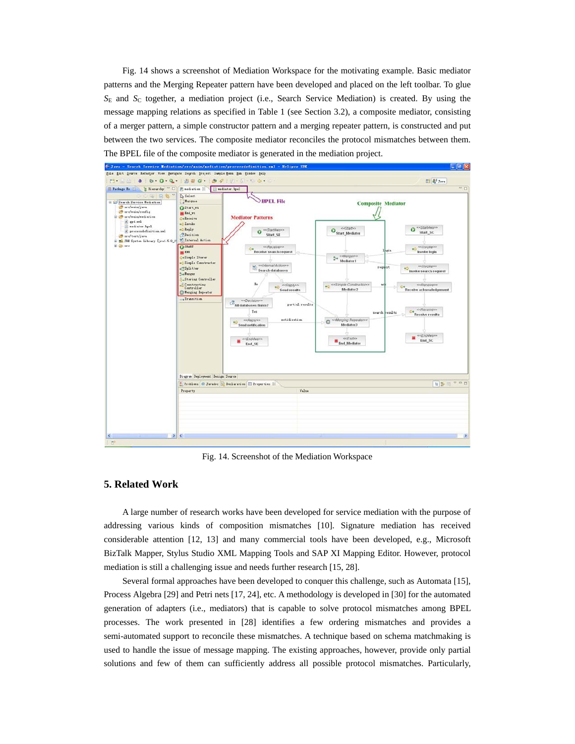Fig. 14 shows a screenshot of Mediation Workspace for the motivating example. Basic mediator patterns and the Merging Repeater pattern have been developed and placed on the left toolbar. To glue $S_E$ and $S_C$ together, a mediation project (i.e., Search Service Mediation) is created. By using the message mapping relations as specified in Table 1 (see Section 3.2), a composite mediator, consisting of a merger pattern, a simple constructor pattern and a merging repeater pattern, is constructed and put between the two services. The composite mediator reconciles the protocol mismatches between them. The BPEL file of the composite mediator is generated in the mediation project.

Fig. 14. Screenshot of the Mediation Workspace

## 5. Related Work

A large number of research works have been developed for service mediation with the purpose of addressing various kinds of composition mismatches [10]. Signature mediation has received considerable attention [12, 13] and many commercial tools have been developed, e.g., Microsoft BizTalk Mapper, Stylus Studio XML Mapping Tools and SAP XI Mapping Editor. However, protocol mediation is still a challenging issue and needs further research [15, 28].

Several formal approaches have been developed to conquer this challenge, such as Automata [15], Process Algebra [29] and Petri nets [17, 24], etc. A methodology is developed in [30] for the automated generation of adapters (i.e., mediators) that is capable to solve protocol mismatches among BPEL processes. The work presented in [28] identifies a few ordering mismatches and provides a semi-automated support to reconcile these mismatches. A technique based on schema matchmaking is used to handle the issue of message mapping. The existing approaches, however, provide only partial solutions and few of them can sufficiently address all possible protocol mismatches. Particularly,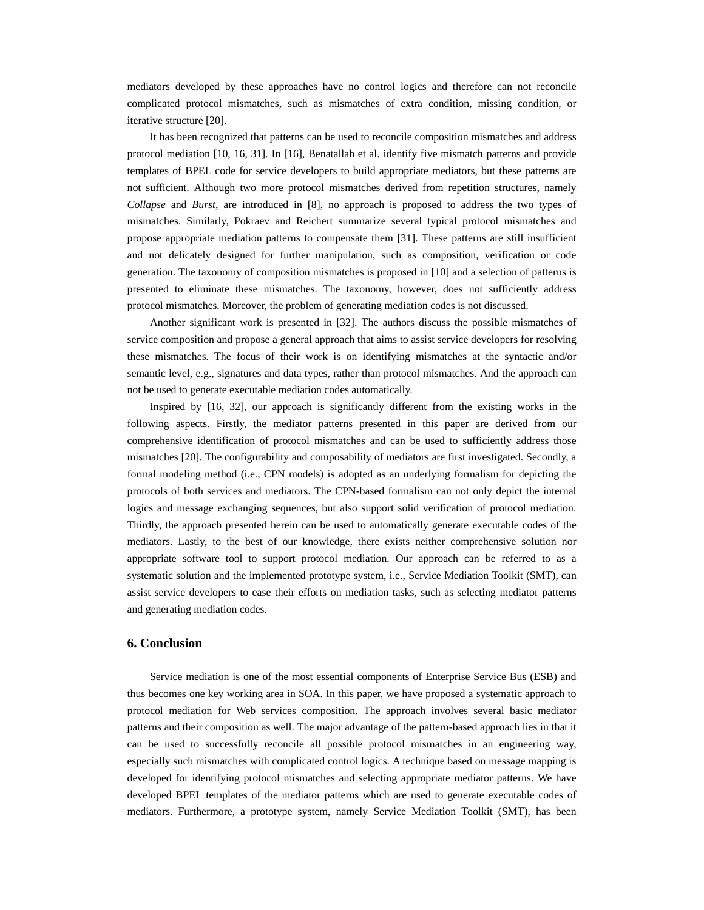mediators developed by these approaches have no control logics and therefore can not reconcile complicated protocol mismatches, such as mismatches of extra condition, missing condition, or iterative structure [20].

It has been recognized that patterns can be used to reconcile composition mismatches and address protocol mediation [10, 16, 31]. In [16], Benatallah et al. identify five mismatch patterns and provide templates of BPEL code for service developers to build appropriate mediators, but these patterns are not sufficient. Although two more protocol mismatches derived from repetition structures, namely *Collapse* and *Burst*, are introduced in [8], no approach is proposed to address the two types of mismatches. Similarly, Pokraev and Reichert summarize several typical protocol mismatches and propose appropriate mediation patterns to compensate them [31]. These patterns are still insufficient and not delicately designed for further manipulation, such as composition, verification or code generation. The taxonomy of composition mismatches is proposed in [10] and a selection of patterns is presented to eliminate these mismatches. The taxonomy, however, does not sufficiently address protocol mismatches. Moreover, the problem of generating mediation codes is not discussed.

Another significant work is presented in [32]. The authors discuss the possible mismatches of service composition and propose a general approach that aims to assist service developers for resolving these mismatches. The focus of their work is on identifying mismatches at the syntactic and/or semantic level, e.g., signatures and data types, rather than protocol mismatches. And the approach can not be used to generate executable mediation codes automatically.

Inspired by [16, 32], our approach is significantly different from the existing works in the following aspects. Firstly, the mediator patterns presented in this paper are derived from our comprehensive identification of protocol mismatches and can be used to sufficiently address those mismatches [20]. The configurability and composability of mediators are first investigated. Secondly, a formal modeling method (i.e., CPN models) is adopted as an underlying formalism for depicting the protocols of both services and mediators. The CPN-based formalism can not only depict the internal logics and message exchanging sequences, but also support solid verification of protocol mediation. Thirdly, the approach presented herein can be used to automatically generate executable codes of the mediators. Lastly, to the best of our knowledge, there exists neither comprehensive solution nor appropriate software tool to support protocol mediation. Our approach can be referred to as a systematic solution and the implemented prototype system, i.e., Service Mediation Toolkit (SMT), can assist service developers to ease their efforts on mediation tasks, such as selecting mediator patterns and generating mediation codes.

## 6. Conclusion

Service mediation is one of the most essential components of Enterprise Service Bus (ESB) and thus becomes one key working area in SOA. In this paper, we have proposed a systematic approach to protocol mediation for Web services composition. The approach involves several basic mediator patterns and their composition as well. The major advantage of the pattern-based approach lies in that it can be used to successfully reconcile all possible protocol mismatches in an engineering way, especially such mismatches with complicated control logics. A technique based on message mapping is developed for identifying protocol mismatches and selecting appropriate mediator patterns. We have developed BPEL templates of the mediator patterns which are used to generate executable codes of mediators. Furthermore, a prototype system, namely Service Mediation Toolkit (SMT), has been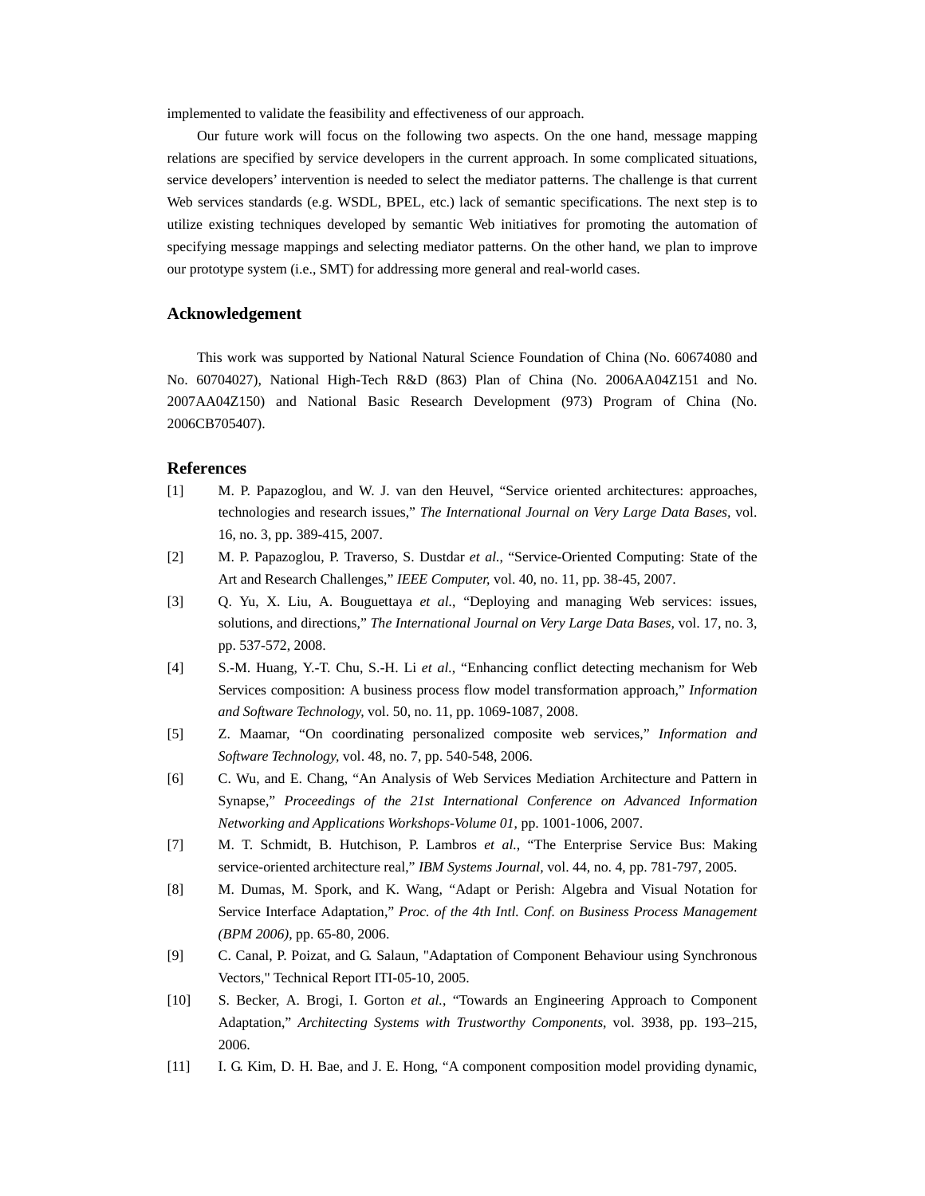implemented to validate the feasibility and effectiveness of our approach.

Our future work will focus on the following two aspects. On the one hand, message mapping relations are specified by service developers in the current approach. In some complicated situations, service developers' intervention is needed to select the mediator patterns. The challenge is that current Web services standards (e.g. WSDL, BPEL, etc.) lack of semantic specifications. The next step is to utilize existing techniques developed by semantic Web initiatives for promoting the automation of specifying message mappings and selecting mediator patterns. On the other hand, we plan to improve our prototype system (i.e., SMT) for addressing more general and real-world cases.

## Acknowledgement

This work was supported by National Natural Science Foundation of China (No. 60674080 and No. 60704027), National High-Tech R&D (863) Plan of China (No. 2006AA04Z151 and No. 2007AA04Z150) and National Basic Research Development (973) Program of China (No. 2006CB705407).

## References

[1] M. P. Papazoglou, and W. J. van den Heuvel, "Service oriented architectures: approaches, technologies and research issues," *The International Journal on Very Large Data Bases*, vol. 16, no. 3, pp. 389-415, 2007.

[2] M. P. Papazoglou, P. Traverso, S. Dustdar *et al.*, "Service-Oriented Computing: State of the Art and Research Challenges," *IEEE Computer*, vol. 40, no. 11, pp. 38-45, 2007.

[3] Q. Yu, X. Liu, A. Bouguettaya *et al.*, "Deploying and managing Web services: issues, solutions, and directions," *The International Journal on Very Large Data Bases*, vol. 17, no. 3, pp. 537-572, 2008.

[4] S.-M. Huang, Y.-T. Chu, S.-H. Li *et al.*, "Enhancing conflict detecting mechanism for Web Services composition: A business process flow model transformation approach," *Information and Software Technology*, vol. 50, no. 11, pp. 1069-1087, 2008.

[5] Z. Maamar, "On coordinating personalized composite web services," *Information and Software Technology*, vol. 48, no. 7, pp. 540-548, 2006.

[6] C. Wu, and E. Chang, "An Analysis of Web Services Mediation Architecture and Pattern in Synapse," *Proceedings of the 21st International Conference on Advanced Information Networking and Applications Workshops-Volume 01*, pp. 1001-1006, 2007.

[7] M. T. Schmidt, B. Hutchison, P. Lambros *et al.*, "The Enterprise Service Bus: Making service-oriented architecture real," *IBM Systems Journal*, vol. 44, no. 4, pp. 781-797, 2005.

[8] M. Dumas, M. Spork, and K. Wang, "Adapt or Perish: Algebra and Visual Notation for Service Interface Adaptation," *Proc. of the 4th Intl. Conf. on Business Process Management (BPM 2006)*, pp. 65-80, 2006.

[9] C. Canal, P. Poizat, and G. Salaun, "Adaptation of Component Behaviour using Synchronous Vectors," Technical Report ITI-05-10, 2005.

[10] S. Becker, A. Brogi, I. Gorton *et al.*, "Towards an Engineering Approach to Component Adaptation," *Architecting Systems with Trustworthy Components*, vol. 3938, pp. 193–215, 2006.

[11] I. G. Kim, D. H. Bae, and J. E. Hong, "A component composition model providing dynamic,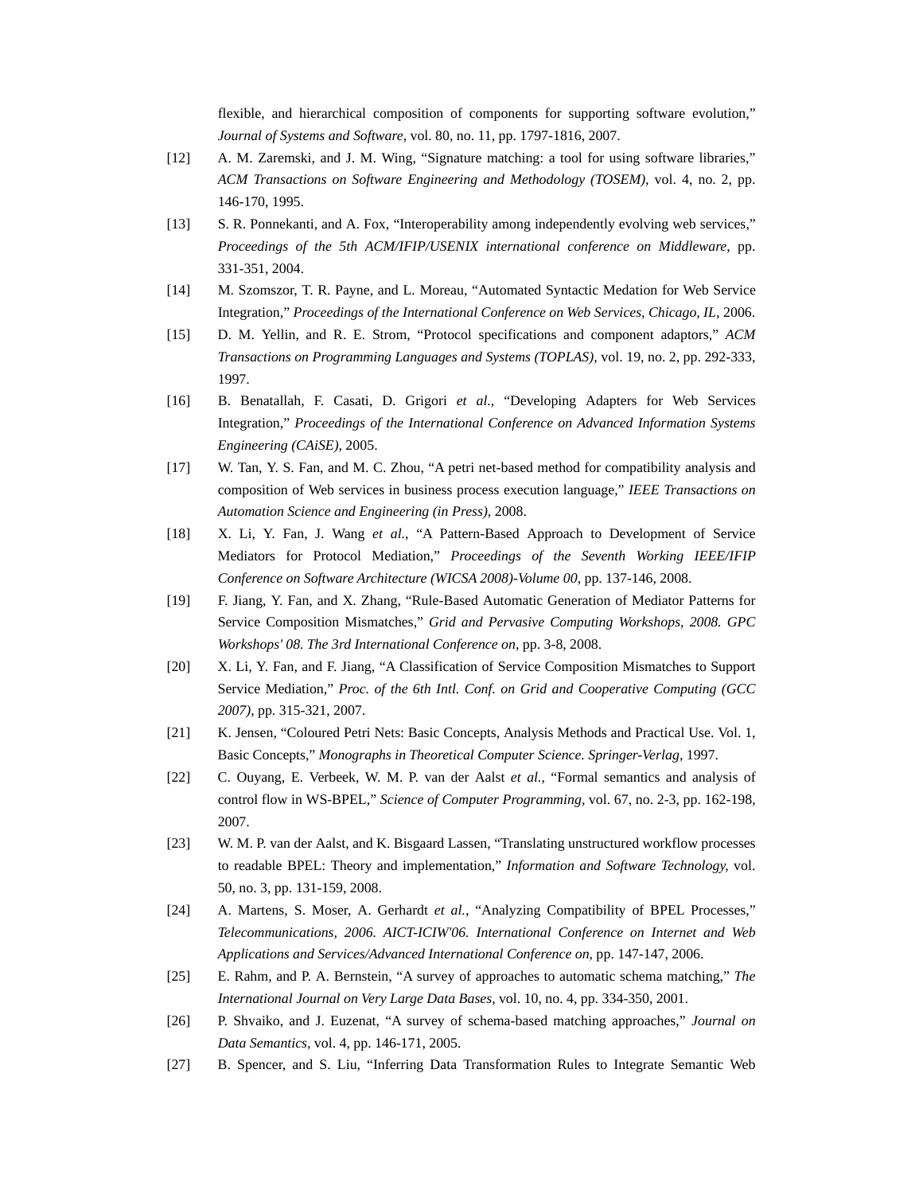flexible, and hierarchical composition of components for supporting software evolution," *Journal of Systems and Software,* vol. 80, no. 11, pp. 1797-1816, 2007.

[12] A. M. Zaremski, and J. M. Wing, "Signature matching: a tool for using software libraries," *ACM Transactions on Software Engineering and Methodology (TOSEM),* vol. 4, no. 2, pp. 146-170, 1995.

[13] S. R. Ponnekanti, and A. Fox, "Interoperability among independently evolving web services," *Proceedings of the 5th ACM/IFIP/USENIX international conference on Middleware*, pp. 331-351, 2004.

[14] M. Szomszor, T. R. Payne, and L. Moreau, "Automated Syntactic Medation for Web Service Integration," *Proceedings of the International Conference on Web Services, Chicago, IL*, 2006.

[15] D. M. Yellin, and R. E. Strom, "Protocol specifications and component adaptors," *ACM Transactions on Programming Languages and Systems (TOPLAS),* vol. 19, no. 2, pp. 292-333, 1997.

[16] B. Benatallah, F. Casati, D. Grigori *et al.*, "Developing Adapters for Web Services Integration," *Proceedings of the International Conference on Advanced Information Systems Engineering (CAiSE)*, 2005.

[17] W. Tan, Y. S. Fan, and M. C. Zhou, "A petri net-based method for compatibility analysis and composition of Web services in business process execution language," *IEEE Transactions on Automation Science and Engineering (in Press)*, 2008.

[18] X. Li, Y. Fan, J. Wang *et al.*, "A Pattern-Based Approach to Development of Service Mediators for Protocol Mediation," *Proceedings of the Seventh Working IEEE/IFIP Conference on Software Architecture (WICSA 2008)-Volume 00*, pp. 137-146, 2008.

[19] F. Jiang, Y. Fan, and X. Zhang, "Rule-Based Automatic Generation of Mediator Patterns for Service Composition Mismatches," *Grid and Pervasive Computing Workshops, 2008. GPC Workshops' 08. The 3rd International Conference on*, pp. 3-8, 2008.

[20] X. Li, Y. Fan, and F. Jiang, "A Classification of Service Composition Mismatches to Support Service Mediation," *Proc. of the 6th Intl. Conf. on Grid and Cooperative Computing (GCC 2007)*, pp. 315-321, 2007.

[21] K. Jensen, "Coloured Petri Nets: Basic Concepts, Analysis Methods and Practical Use. Vol. 1, Basic Concepts," *Monographs in Theoretical Computer Science. Springer-Verlag*, 1997.

[22] C. Ouyang, E. Verbeek, W. M. P. van der Aalst *et al.*, "Formal semantics and analysis of control flow in WS-BPEL," *Science of Computer Programming*, vol. 67, no. 2-3, pp. 162-198, 2007.

[23] W. M. P. van der Aalst, and K. Bisgaard Lassen, "Translating unstructured workflow processes to readable BPEL: Theory and implementation," *Information and Software Technology,* vol. 50, no. 3, pp. 131-159, 2008.

[24] A. Martens, S. Moser, A. Gerhardt *et al.*, "Analyzing Compatibility of BPEL Processes," *Telecommunications, 2006. AICT-ICIW'06. International Conference on Internet and Web Applications and Services/Advanced International Conference on,* pp. 147-147, 2006.

[25] E. Rahm, and P. A. Bernstein, "A survey of approaches to automatic schema matching," *The International Journal on Very Large Data Bases*, vol. 10, no. 4, pp. 334-350, 2001.

[26] P. Shvaiko, and J. Euzenat, "A survey of schema-based matching approaches," *Journal on Data Semantics*, vol. 4, pp. 146-171, 2005.

[27] B. Spencer, and S. Liu, "Inferring Data Transformation Rules to Integrate Semantic Web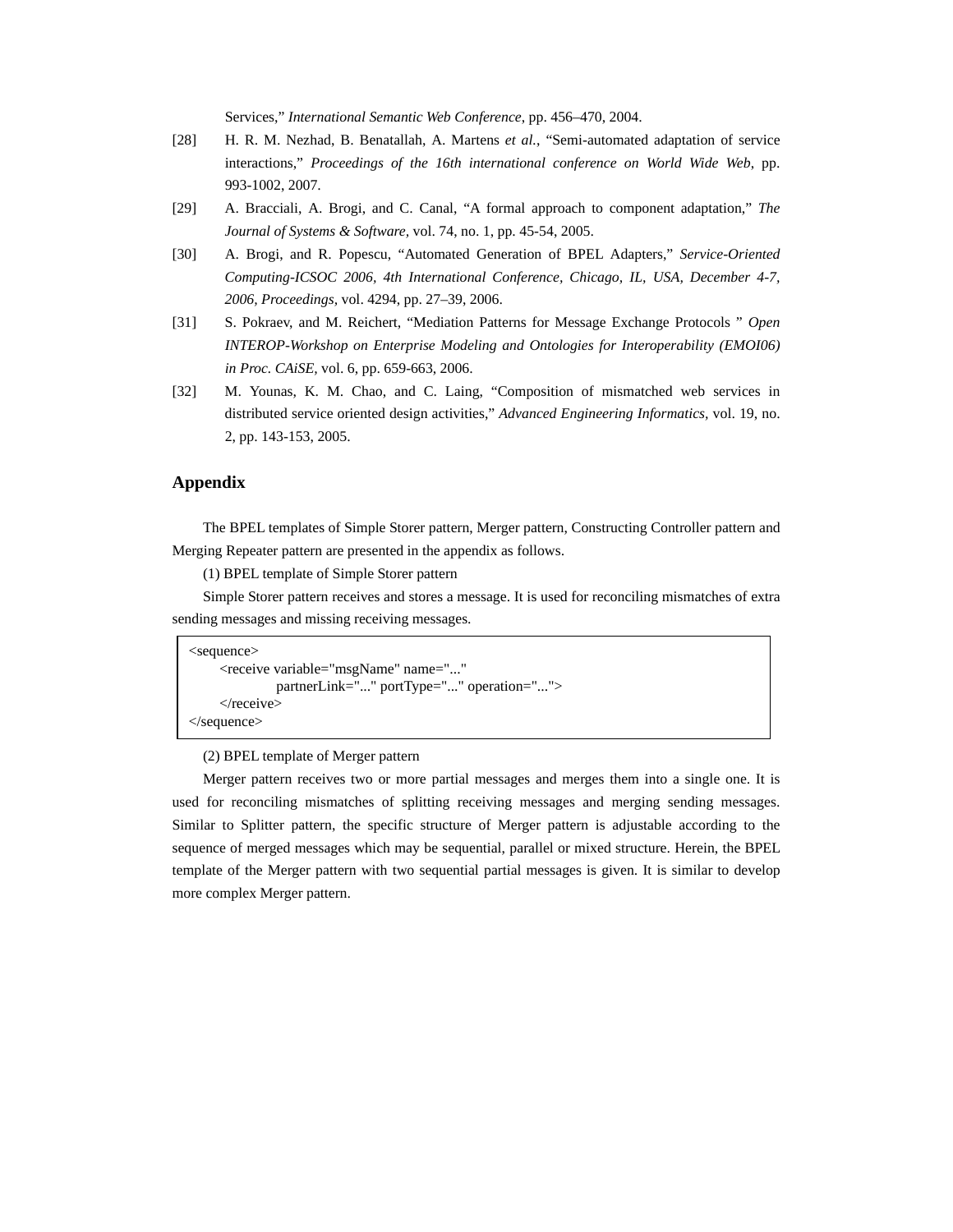Services," *International Semantic Web Conference*, pp. 456–470, 2004.

[28] H. R. M. Nezhad, B. Benatallah, A. Martens *et al.*, "Semi-automated adaptation of service interactions," *Proceedings of the 16th international conference on World Wide Web*, pp. 993-1002, 2007.

[29] A. Bracciali, A. Brogi, and C. Canal, "A formal approach to component adaptation," *The Journal of Systems & Software*, vol. 74, no. 1, pp. 45-54, 2005.

[30] A. Brogi, and R. Popescu, "Automated Generation of BPEL Adapters," *Service-Oriented Computing-ICSOC 2006, 4th International Conference, Chicago, IL, USA, December 4-7, 2006, Proceedings*, vol. 4294, pp. 27–39, 2006.

[31] S. Pokraev, and M. Reichert, "Mediation Patterns for Message Exchange Protocols " *Open INTEROP-Workshop on Enterprise Modeling and Ontologies for Interoperability (EMOI06) in Proc. CAiSE*, vol. 6, pp. 659-663, 2006.

[32] M. Younas, K. M. Chao, and C. Laing, "Composition of mismatched web services in distributed service oriented design activities," *Advanced Engineering Informatics*, vol. 19, no. 2, pp. 143-153, 2005.

## Appendix

The BPEL templates of Simple Storer pattern, Merger pattern, Constructing Controller pattern and Merging Repeater pattern are presented in the appendix as follows.

(1) BPEL template of Simple Storer pattern

Simple Storer pattern receives and stores a message. It is used for reconciling mismatches of extra sending messages and missing receiving messages.

```
<sequence>
    <receive variable="msgName" name="..."
            partnerLink="..." portType="..." operation="...">
    </receive>
</sequence>
```

(2) BPEL template of Merger pattern

Merger pattern receives two or more partial messages and merges them into a single one. It is used for reconciling mismatches of splitting receiving messages and merging sending messages. Similar to Splitter pattern, the specific structure of Merger pattern is adjustable according to the sequence of merged messages which may be sequential, parallel or mixed structure. Herein, the BPEL template of the Merger pattern with two sequential partial messages is given. It is similar to develop more complex Merger pattern.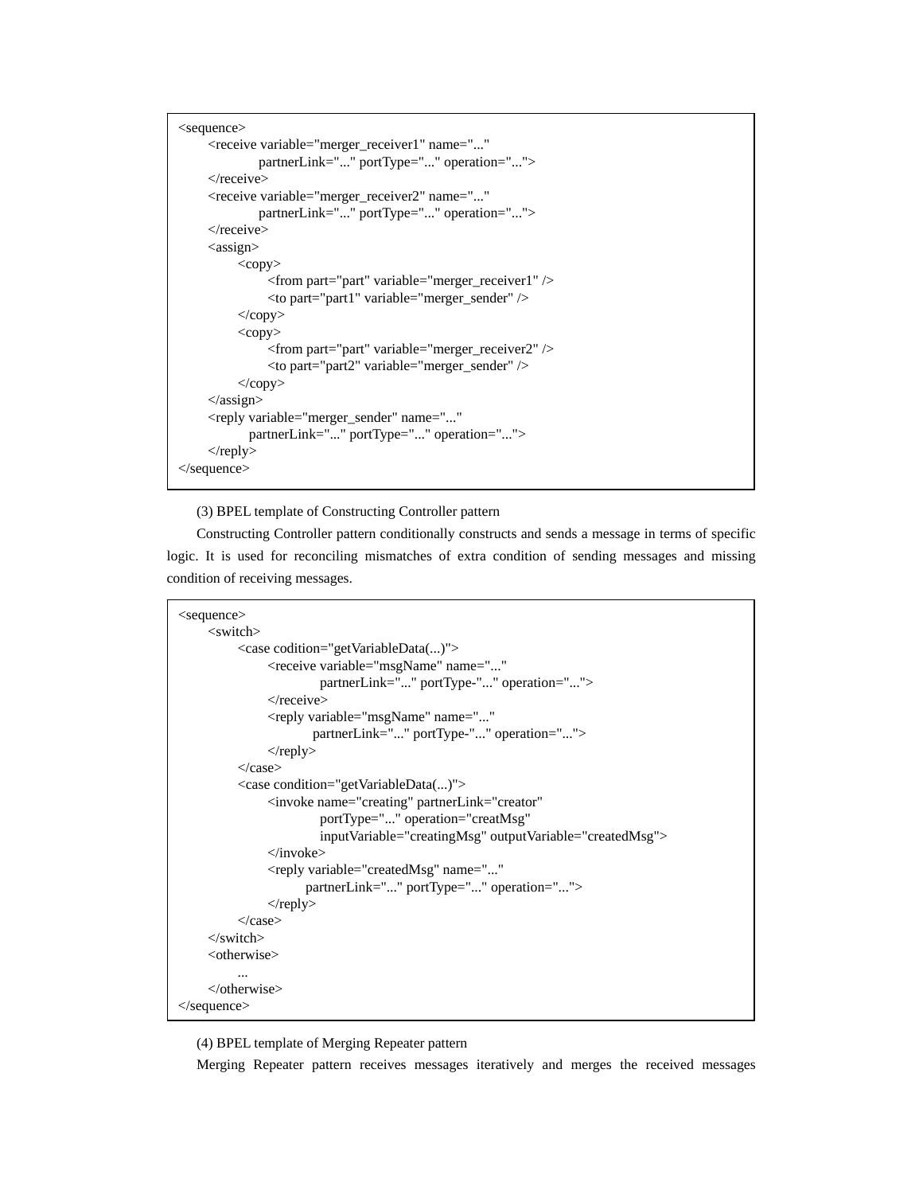```
<sequence>
    <receive variable="merger_receiver1" name="..."
            partnerLink="..." portType="..." operation="...">
    </receive>
    <receive variable="merger_receiver2" name="..."
            partnerLink="..." portType="..." operation="...">
    </receive>
    <assign>
        <copy>
            <from part="part" variable="merger_receiver1" />
            <to part="part1" variable="merger_sender" />
        </copy>
        <copy>
            <from part="part" variable="merger_receiver2" />
            <to part="part2" variable="merger_sender" />
        </copy>
    </assign>
    <reply variable="merger_sender" name="..."
           partnerLink="..." portType="..." operation="...">
    </reply>
</sequence>
```

(3) BPEL template of Constructing Controller pattern

Constructing Controller pattern conditionally constructs and sends a message in terms of specific logic. It is used for reconciling mismatches of extra condition of sending messages and missing condition of receiving messages.

```
<sequence>
    <switch>
        <case codition="getVariableData(...)">
            <receive variable="msgName" name="..."
                    partnerLink="..." portType-"..." operation="...">
            </receive>
            <reply variable="msgName" name="..."
                   partnerLink="..." portType-"..." operation="...">
            </reply>
        </case>
        <case condition="getVariableData(...)">
            <invoke name="creating" partnerLink="creator"
                    portType="..." operation="creatMsg"
                    inputVariable="creatingMsg" outputVariable="createdMsg">
            </invoke>
            <reply variable="createdMsg" name="..."
                   partnerLink="..." portType="..." operation="...">
            </reply>
        </case>
    </switch>
    <otherwise>
        ...
    </otherwise>
</sequence>
```

(4) BPEL template of Merging Repeater pattern

Merging Repeater pattern receives messages iteratively and merges the received messages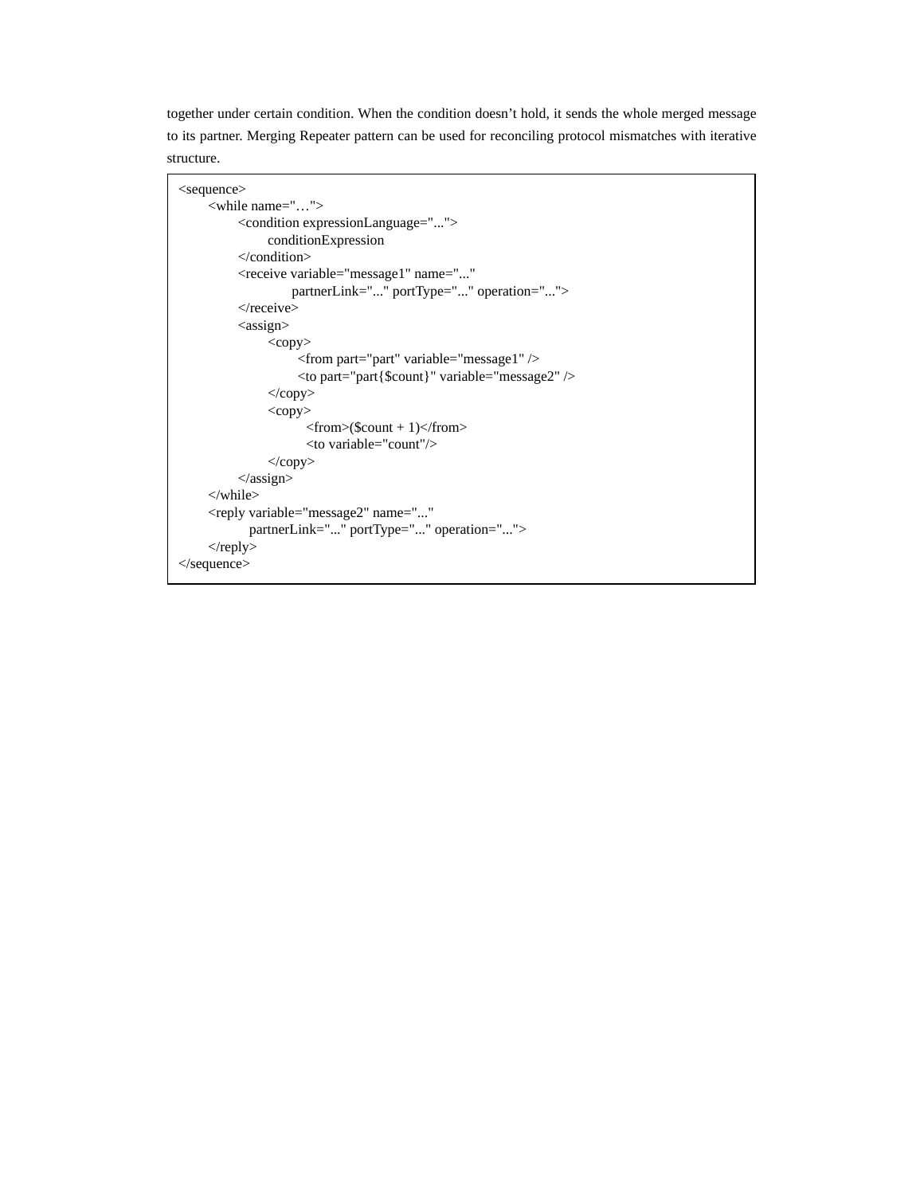together under certain condition. When the condition doesn't hold, it sends the whole merged message to its partner. Merging Repeater pattern can be used for reconciling protocol mismatches with iterative structure.

```
<sequence>
    <while name="…">
        <condition expressionLanguage="...">
            conditionExpression
        </condition>
        <receive variable="message1" name="..."
                partnerLink="..." portType="..." operation="...">
        </receive>
        <assign>
            <copy>
                <from part="part" variable="message1" />
                <to part="part{$count}" variable="message2" />
            </copy>
            <copy>
                 <from>($count + 1)</from>
                 <to variable="count"/>
            </copy>
        </assign>
    </while>
    <reply variable="message2" name="..."
            partnerLink="..." portType="..." operation="...">
    </reply>
</sequence>
```